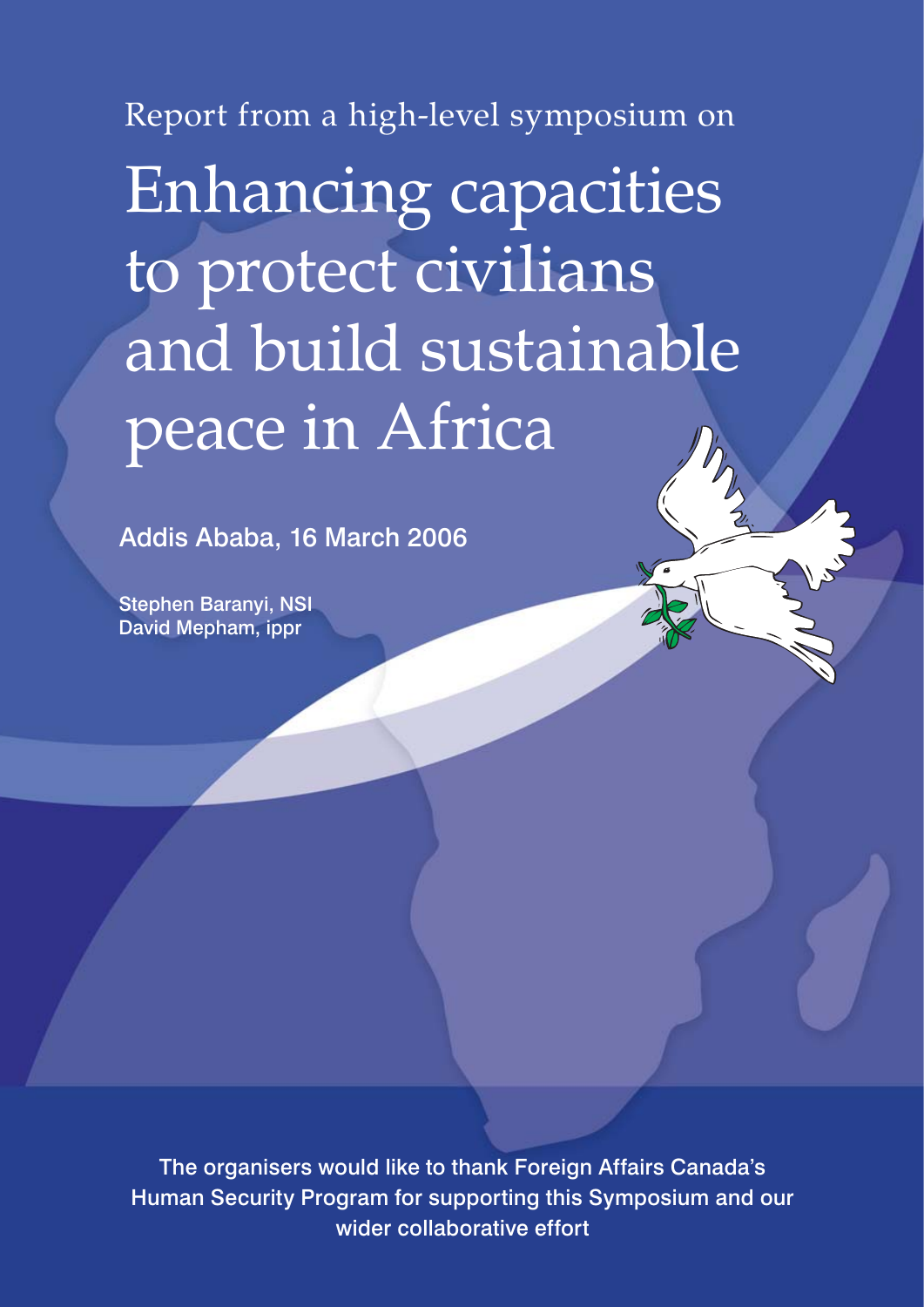Report from a high-level symposium on

# Enhancing capacities to protect civilians and build sustainable peace in Africa

**Addis Ababa, 16 March 2006**

Stephen Baranyi, NSI
David Mepham, ippr

The organisers would like to thank Foreign Affairs Canada's Human Security Program for supporting this Symposium and our wider collaborative effort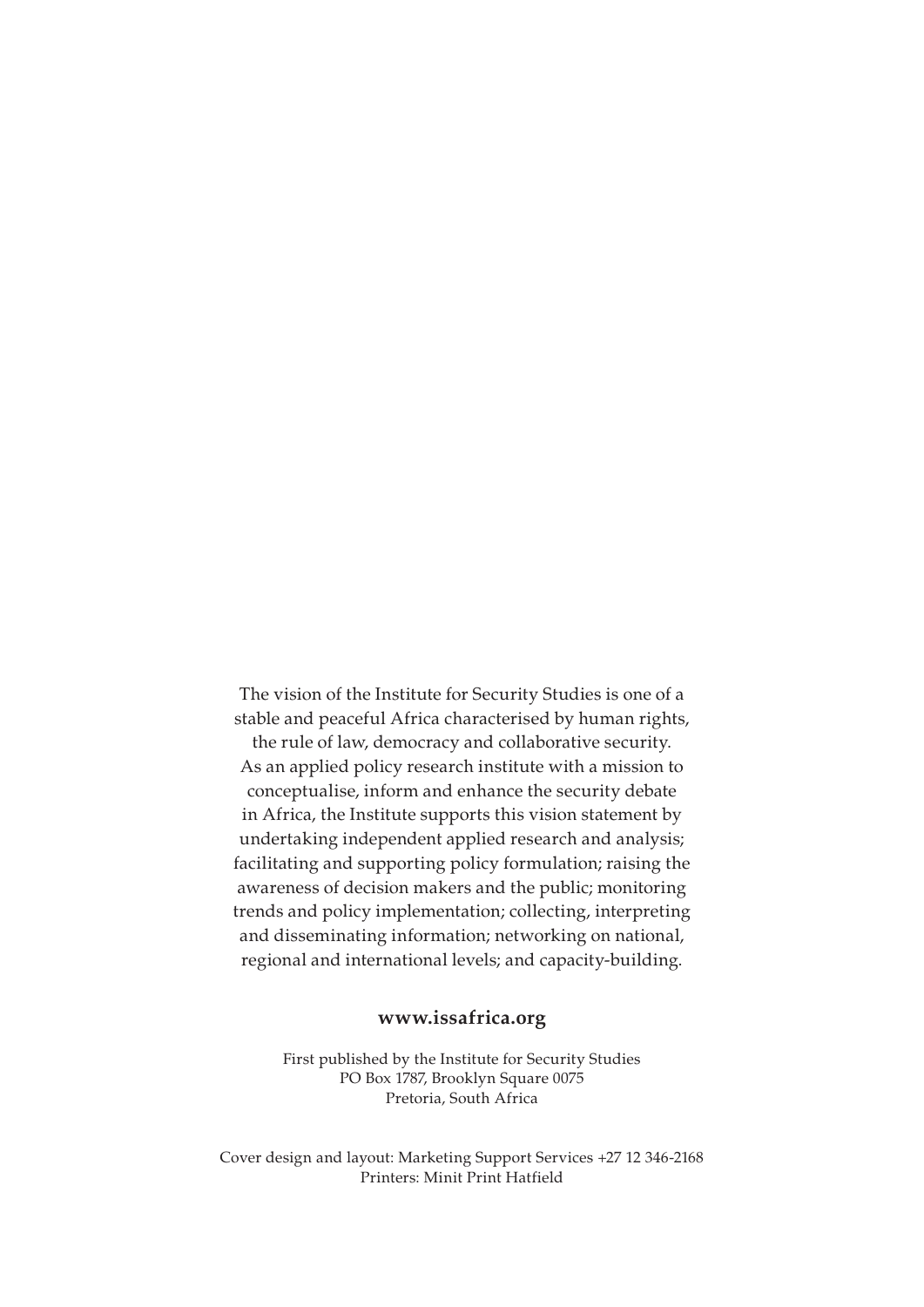The vision of the Institute for Security Studies is one of a stable and peaceful Africa characterised by human rights, the rule of law, democracy and collaborative security. As an applied policy research institute with a mission to conceptualise, inform and enhance the security debate in Africa, the Institute supports this vision statement by undertaking independent applied research and analysis; facilitating and supporting policy formulation; raising the awareness of decision makers and the public; monitoring trends and policy implementation; collecting, interpreting and disseminating information; networking on national, regional and international levels; and capacity-building.

**www.issafrica.org**

First published by the Institute for Security Studies
PO Box 1787, Brooklyn Square 0075
Pretoria, South Africa

Cover design and layout: Marketing Support Services +27 12 346-2168
Printers: Minit Print Hatfield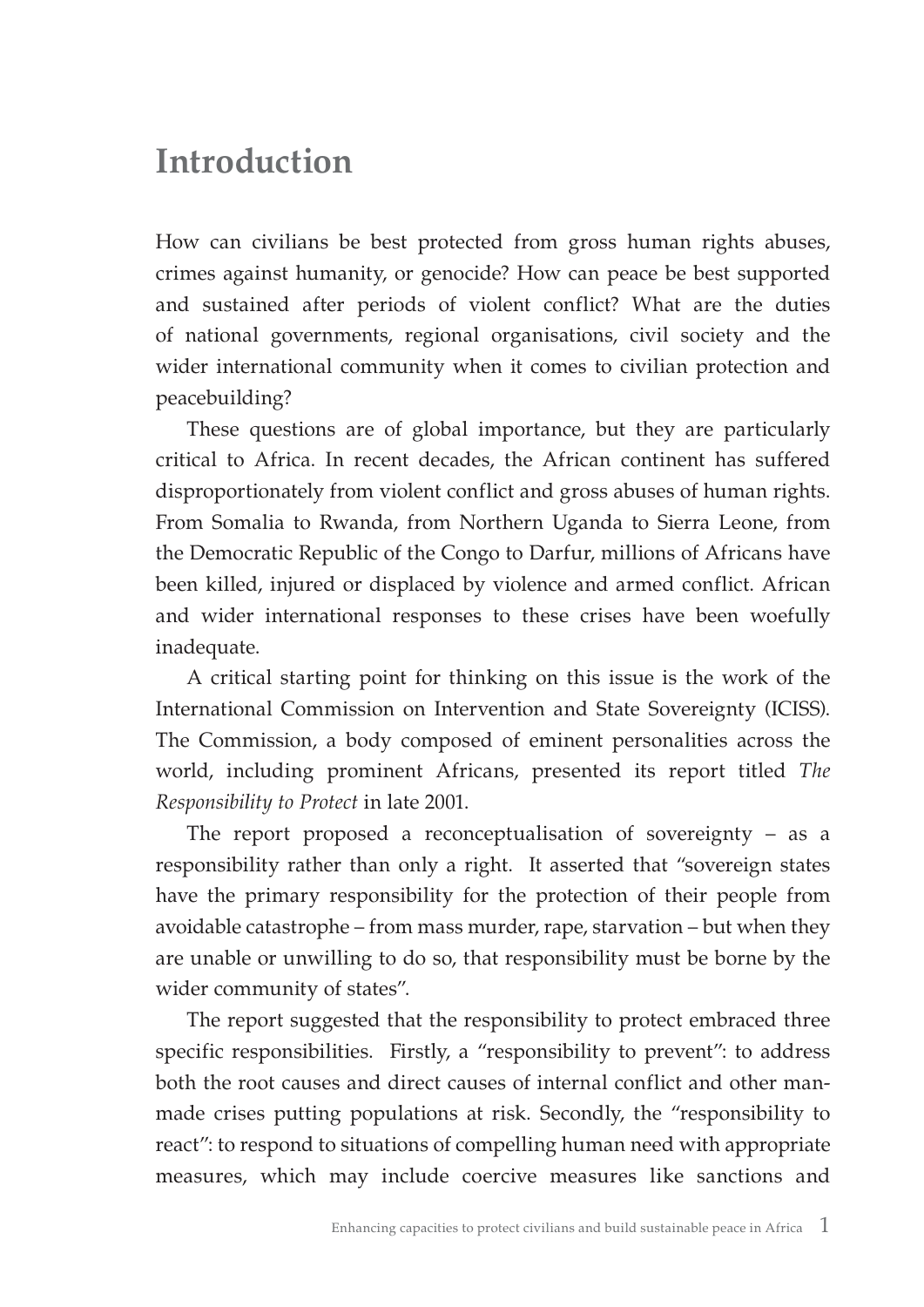# Introduction

How can civilians be best protected from gross human rights abuses, crimes against humanity, or genocide? How can peace be best supported and sustained after periods of violent conflict? What are the duties of national governments, regional organisations, civil society and the wider international community when it comes to civilian protection and peacebuilding?

These questions are of global importance, but they are particularly critical to Africa. In recent decades, the African continent has suffered disproportionately from violent conflict and gross abuses of human rights. From Somalia to Rwanda, from Northern Uganda to Sierra Leone, from the Democratic Republic of the Congo to Darfur, millions of Africans have been killed, injured or displaced by violence and armed conflict. African and wider international responses to these crises have been woefully inadequate.

A critical starting point for thinking on this issue is the work of the International Commission on Intervention and State Sovereignty (ICISS). The Commission, a body composed of eminent personalities across the world, including prominent Africans, presented its report titled *The Responsibility to Protect* in late 2001.

The report proposed a reconceptualisation of sovereignty – as a responsibility rather than only a right. It asserted that "sovereign states have the primary responsibility for the protection of their people from avoidable catastrophe – from mass murder, rape, starvation – but when they are unable or unwilling to do so, that responsibility must be borne by the wider community of states".

The report suggested that the responsibility to protect embraced three specific responsibilities. Firstly, a "responsibility to prevent": to address both the root causes and direct causes of internal conflict and other man-made crises putting populations at risk. Secondly, the "responsibility to react": to respond to situations of compelling human need with appropriate measures, which may include coercive measures like sanctions and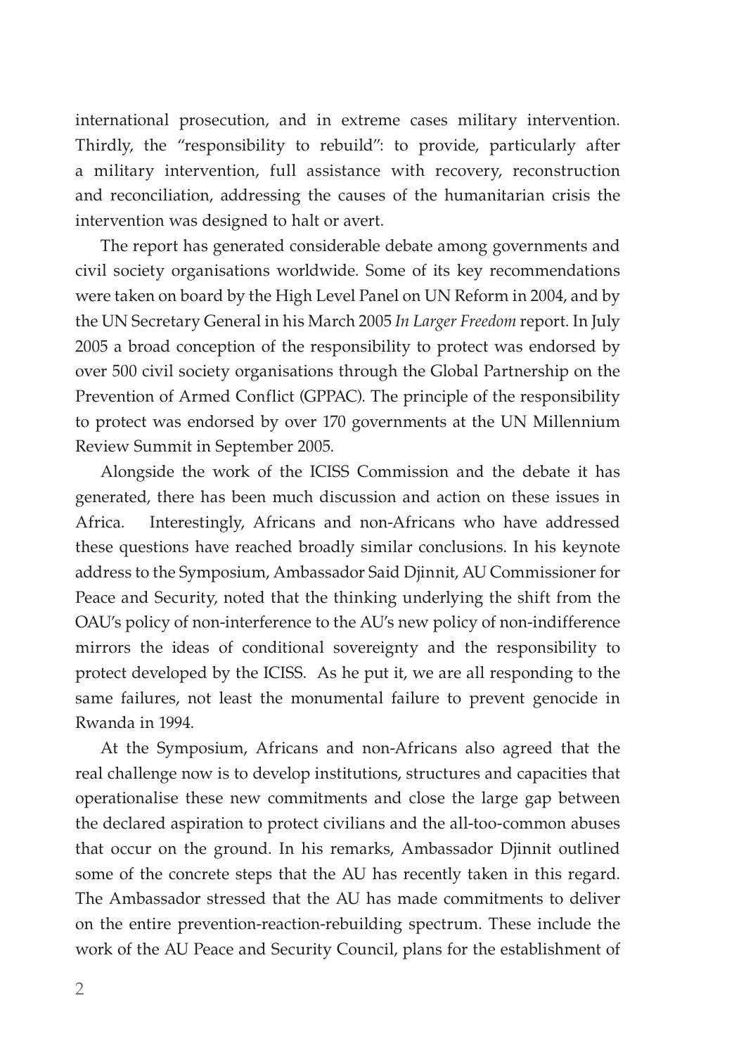international prosecution, and in extreme cases military intervention. Thirdly, the "responsibility to rebuild": to provide, particularly after a military intervention, full assistance with recovery, reconstruction and reconciliation, addressing the causes of the humanitarian crisis the intervention was designed to halt or avert.

The report has generated considerable debate among governments and civil society organisations worldwide. Some of its key recommendations were taken on board by the High Level Panel on UN Reform in 2004, and by the UN Secretary General in his March 2005 *In Larger Freedom* report. In July 2005 a broad conception of the responsibility to protect was endorsed by over 500 civil society organisations through the Global Partnership on the Prevention of Armed Conflict (GPPAC). The principle of the responsibility to protect was endorsed by over 170 governments at the UN Millennium Review Summit in September 2005.

Alongside the work of the ICISS Commission and the debate it has generated, there has been much discussion and action on these issues in Africa. Interestingly, Africans and non-Africans who have addressed these questions have reached broadly similar conclusions. In his keynote address to the Symposium, Ambassador Said Djinnit, AU Commissioner for Peace and Security, noted that the thinking underlying the shift from the OAU's policy of non-interference to the AU's new policy of non-indifference mirrors the ideas of conditional sovereignty and the responsibility to protect developed by the ICISS. As he put it, we are all responding to the same failures, not least the monumental failure to prevent genocide in Rwanda in 1994.

At the Symposium, Africans and non-Africans also agreed that the real challenge now is to develop institutions, structures and capacities that operationalise these new commitments and close the large gap between the declared aspiration to protect civilians and the all-too-common abuses that occur on the ground. In his remarks, Ambassador Djinnit outlined some of the concrete steps that the AU has recently taken in this regard. The Ambassador stressed that the AU has made commitments to deliver on the entire prevention-reaction-rebuilding spectrum. These include the work of the AU Peace and Security Council, plans for the establishment of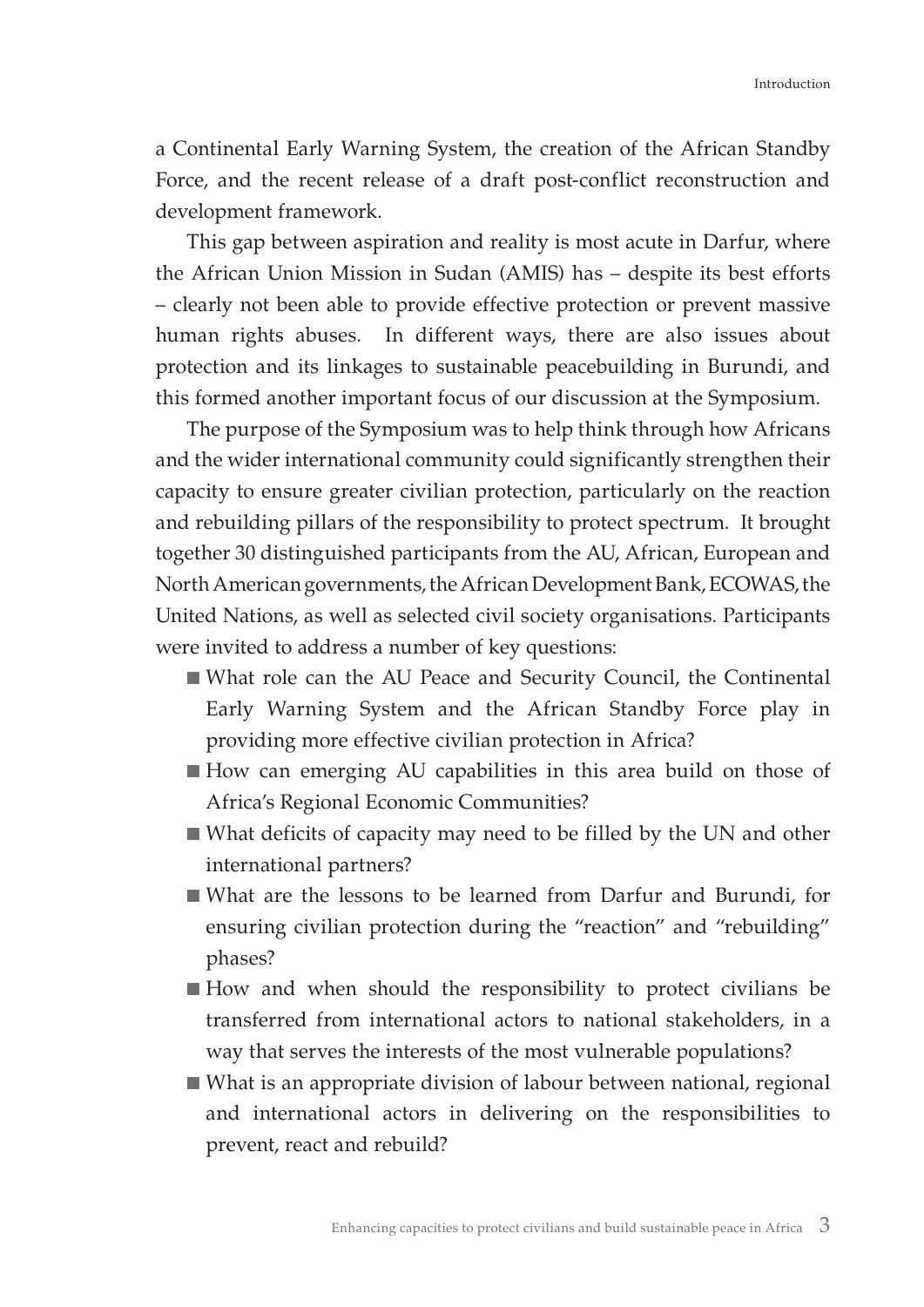a Continental Early Warning System, the creation of the African Standby Force, and the recent release of a draft post-conflict reconstruction and development framework.

This gap between aspiration and reality is most acute in Darfur, where the African Union Mission in Sudan (AMIS) has – despite its best efforts – clearly not been able to provide effective protection or prevent massive human rights abuses. In different ways, there are also issues about protection and its linkages to sustainable peacebuilding in Burundi, and this formed another important focus of our discussion at the Symposium.

The purpose of the Symposium was to help think through how Africans and the wider international community could significantly strengthen their capacity to ensure greater civilian protection, particularly on the reaction and rebuilding pillars of the responsibility to protect spectrum. It brought together 30 distinguished participants from the AU, African, European and North American governments, the African Development Bank, ECOWAS, the United Nations, as well as selected civil society organisations. Participants were invited to address a number of key questions:

- What role can the AU Peace and Security Council, the Continental Early Warning System and the African Standby Force play in providing more effective civilian protection in Africa?
- How can emerging AU capabilities in this area build on those of Africa's Regional Economic Communities?
- What deficits of capacity may need to be filled by the UN and other international partners?
- What are the lessons to be learned from Darfur and Burundi, for ensuring civilian protection during the "reaction" and "rebuilding" phases?
- How and when should the responsibility to protect civilians be transferred from international actors to national stakeholders, in a way that serves the interests of the most vulnerable populations?
- What is an appropriate division of labour between national, regional and international actors in delivering on the responsibilities to prevent, react and rebuild?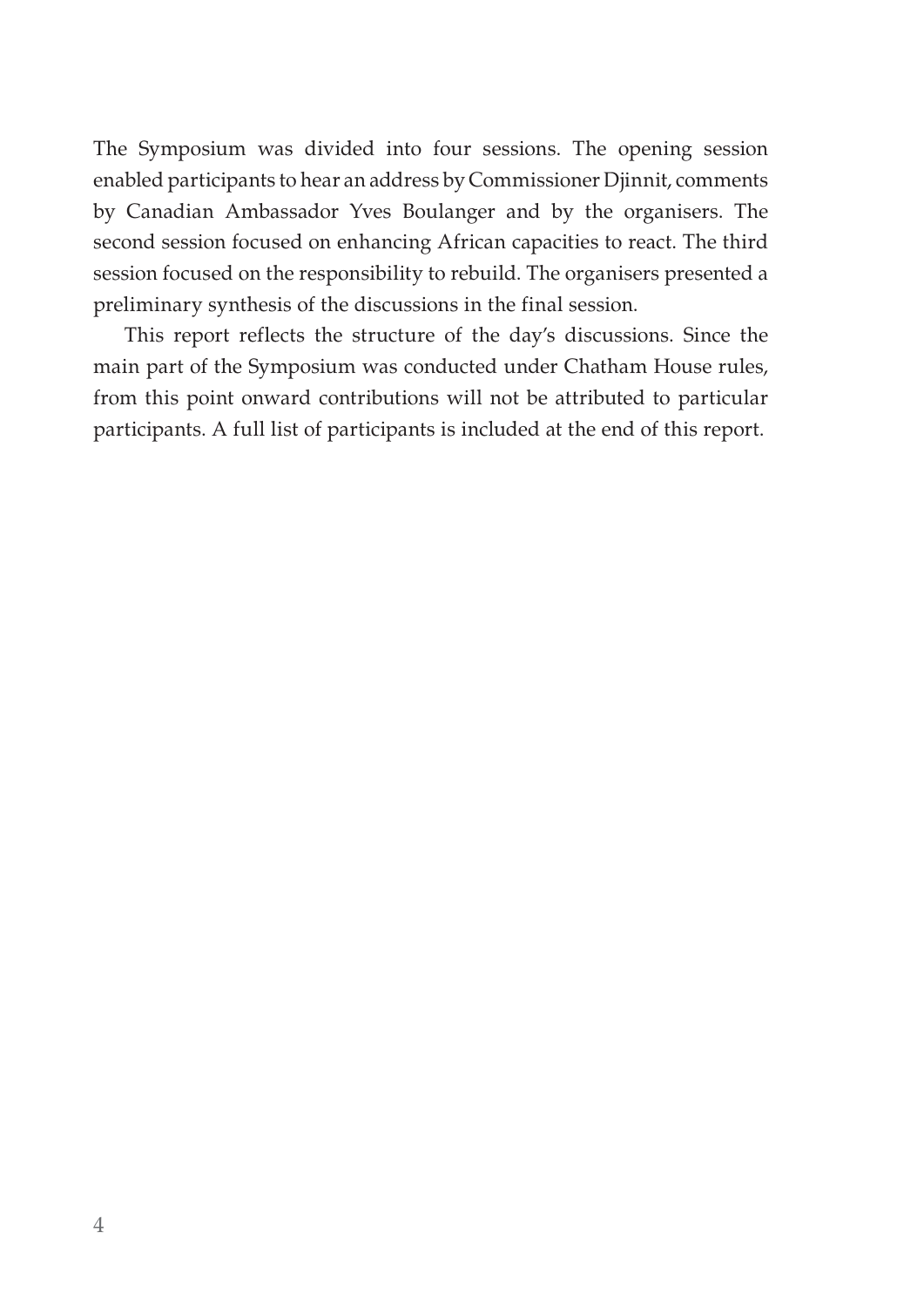The Symposium was divided into four sessions. The opening session enabled participants to hear an address by Commissioner Djinnit, comments by Canadian Ambassador Yves Boulanger and by the organisers. The second session focused on enhancing African capacities to react. The third session focused on the responsibility to rebuild. The organisers presented a preliminary synthesis of the discussions in the final session.

This report reflects the structure of the day's discussions. Since the main part of the Symposium was conducted under Chatham House rules, from this point onward contributions will not be attributed to particular participants. A full list of participants is included at the end of this report.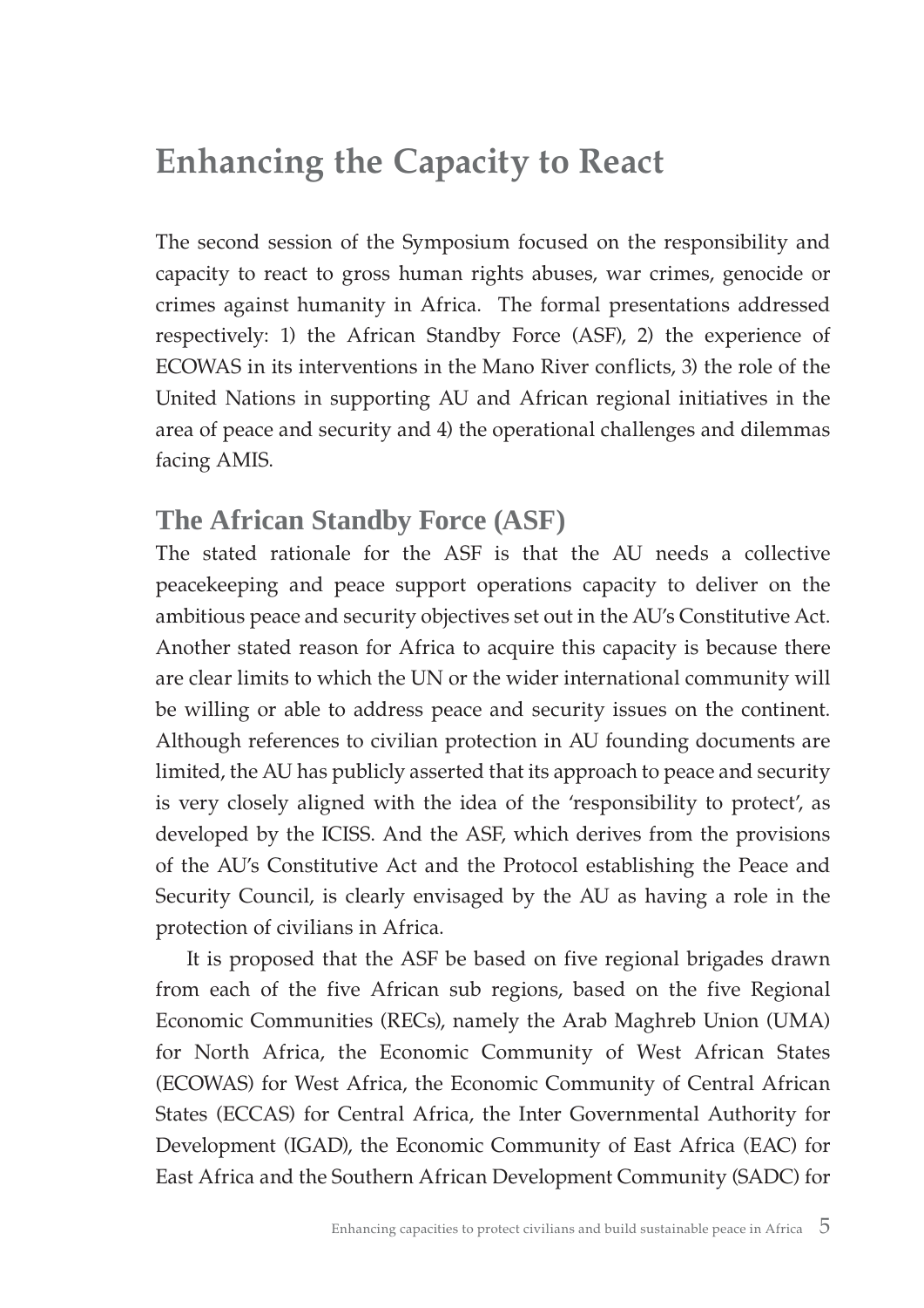# Enhancing the Capacity to React

The second session of the Symposium focused on the responsibility and capacity to react to gross human rights abuses, war crimes, genocide or crimes against humanity in Africa. The formal presentations addressed respectively: 1) the African Standby Force (ASF), 2) the experience of ECOWAS in its interventions in the Mano River conflicts, 3) the role of the United Nations in supporting AU and African regional initiatives in the area of peace and security and 4) the operational challenges and dilemmas facing AMIS.

## The African Standby Force (ASF)

The stated rationale for the ASF is that the AU needs a collective peacekeeping and peace support operations capacity to deliver on the ambitious peace and security objectives set out in the AU's Constitutive Act. Another stated reason for Africa to acquire this capacity is because there are clear limits to which the UN or the wider international community will be willing or able to address peace and security issues on the continent. Although references to civilian protection in AU founding documents are limited, the AU has publicly asserted that its approach to peace and security is very closely aligned with the idea of the 'responsibility to protect', as developed by the ICISS. And the ASF, which derives from the provisions of the AU's Constitutive Act and the Protocol establishing the Peace and Security Council, is clearly envisaged by the AU as having a role in the protection of civilians in Africa.

It is proposed that the ASF be based on five regional brigades drawn from each of the five African sub regions, based on the five Regional Economic Communities (RECs), namely the Arab Maghreb Union (UMA) for North Africa, the Economic Community of West African States (ECOWAS) for West Africa, the Economic Community of Central African States (ECCAS) for Central Africa, the Inter Governmental Authority for Development (IGAD), the Economic Community of East Africa (EAC) for East Africa and the Southern African Development Community (SADC) for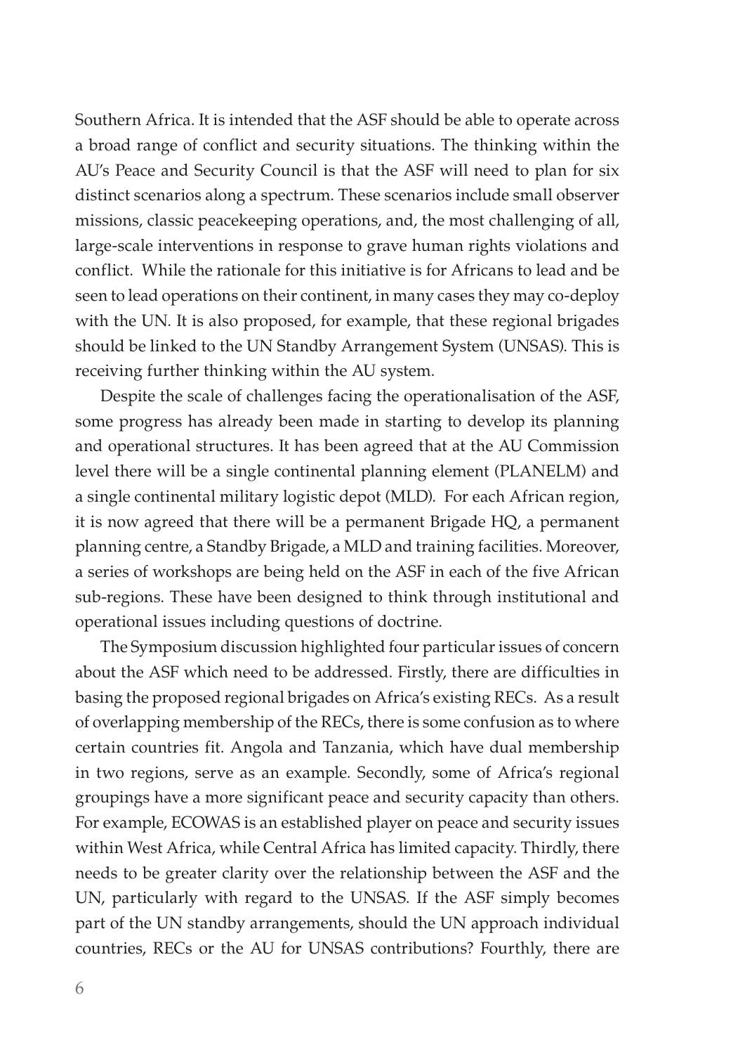Southern Africa. It is intended that the ASF should be able to operate across a broad range of conflict and security situations. The thinking within the AU's Peace and Security Council is that the ASF will need to plan for six distinct scenarios along a spectrum. These scenarios include small observer missions, classic peacekeeping operations, and, the most challenging of all, large-scale interventions in response to grave human rights violations and conflict. While the rationale for this initiative is for Africans to lead and be seen to lead operations on their continent, in many cases they may co-deploy with the UN. It is also proposed, for example, that these regional brigades should be linked to the UN Standby Arrangement System (UNSAS). This is receiving further thinking within the AU system.

Despite the scale of challenges facing the operationalisation of the ASF, some progress has already been made in starting to develop its planning and operational structures. It has been agreed that at the AU Commission level there will be a single continental planning element (PLANELM) and a single continental military logistic depot (MLD). For each African region, it is now agreed that there will be a permanent Brigade HQ, a permanent planning centre, a Standby Brigade, a MLD and training facilities. Moreover, a series of workshops are being held on the ASF in each of the five African sub-regions. These have been designed to think through institutional and operational issues including questions of doctrine.

The Symposium discussion highlighted four particular issues of concern about the ASF which need to be addressed. Firstly, there are difficulties in basing the proposed regional brigades on Africa's existing RECs. As a result of overlapping membership of the RECs, there is some confusion as to where certain countries fit. Angola and Tanzania, which have dual membership in two regions, serve as an example. Secondly, some of Africa's regional groupings have a more significant peace and security capacity than others. For example, ECOWAS is an established player on peace and security issues within West Africa, while Central Africa has limited capacity. Thirdly, there needs to be greater clarity over the relationship between the ASF and the UN, particularly with regard to the UNSAS. If the ASF simply becomes part of the UN standby arrangements, should the UN approach individual countries, RECs or the AU for UNSAS contributions? Fourthly, there are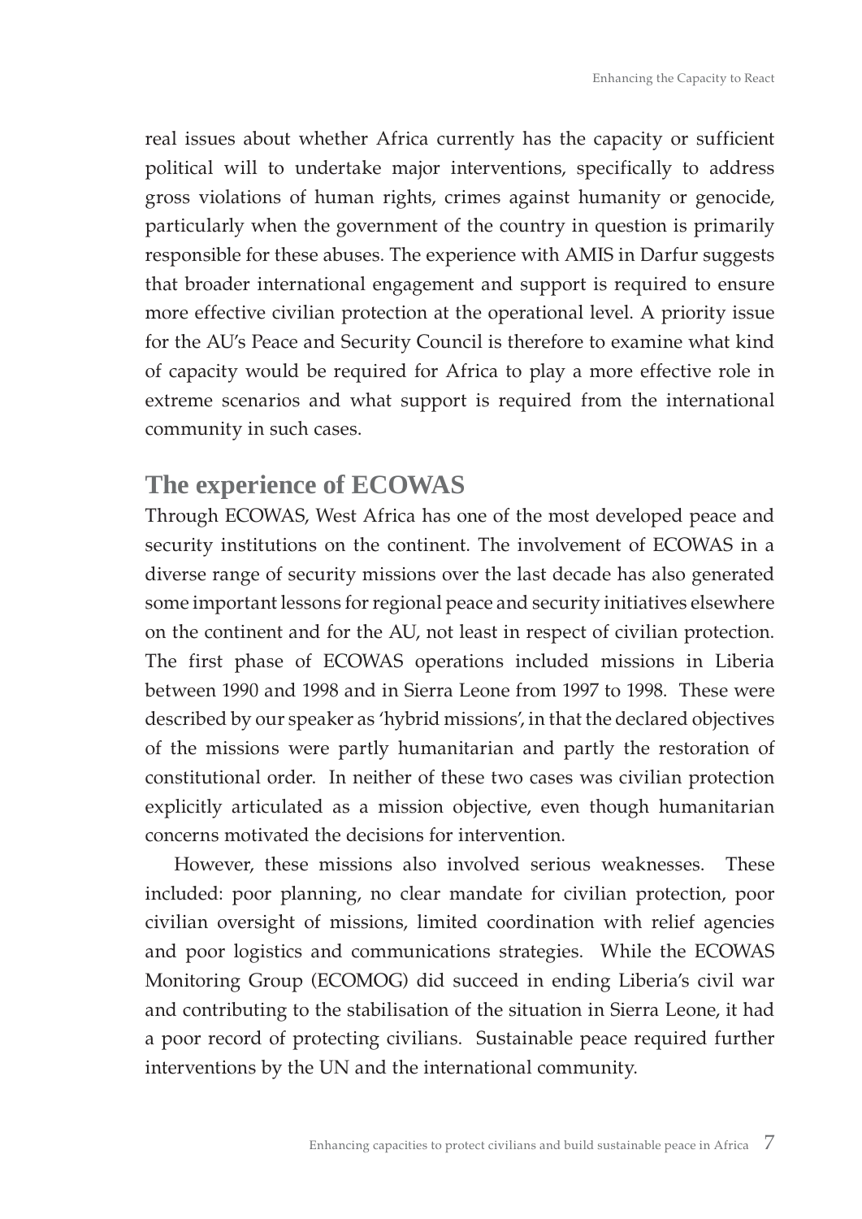real issues about whether Africa currently has the capacity or sufficient political will to undertake major interventions, specifically to address gross violations of human rights, crimes against humanity or genocide, particularly when the government of the country in question is primarily responsible for these abuses. The experience with AMIS in Darfur suggests that broader international engagement and support is required to ensure more effective civilian protection at the operational level. A priority issue for the AU's Peace and Security Council is therefore to examine what kind of capacity would be required for Africa to play a more effective role in extreme scenarios and what support is required from the international community in such cases.

## The experience of ECOWAS

Through ECOWAS, West Africa has one of the most developed peace and security institutions on the continent. The involvement of ECOWAS in a diverse range of security missions over the last decade has also generated some important lessons for regional peace and security initiatives elsewhere on the continent and for the AU, not least in respect of civilian protection. The first phase of ECOWAS operations included missions in Liberia between 1990 and 1998 and in Sierra Leone from 1997 to 1998. These were described by our speaker as 'hybrid missions', in that the declared objectives of the missions were partly humanitarian and partly the restoration of constitutional order. In neither of these two cases was civilian protection explicitly articulated as a mission objective, even though humanitarian concerns motivated the decisions for intervention.

However, these missions also involved serious weaknesses. These included: poor planning, no clear mandate for civilian protection, poor civilian oversight of missions, limited coordination with relief agencies and poor logistics and communications strategies. While the ECOWAS Monitoring Group (ECOMOG) did succeed in ending Liberia's civil war and contributing to the stabilisation of the situation in Sierra Leone, it had a poor record of protecting civilians. Sustainable peace required further interventions by the UN and the international community.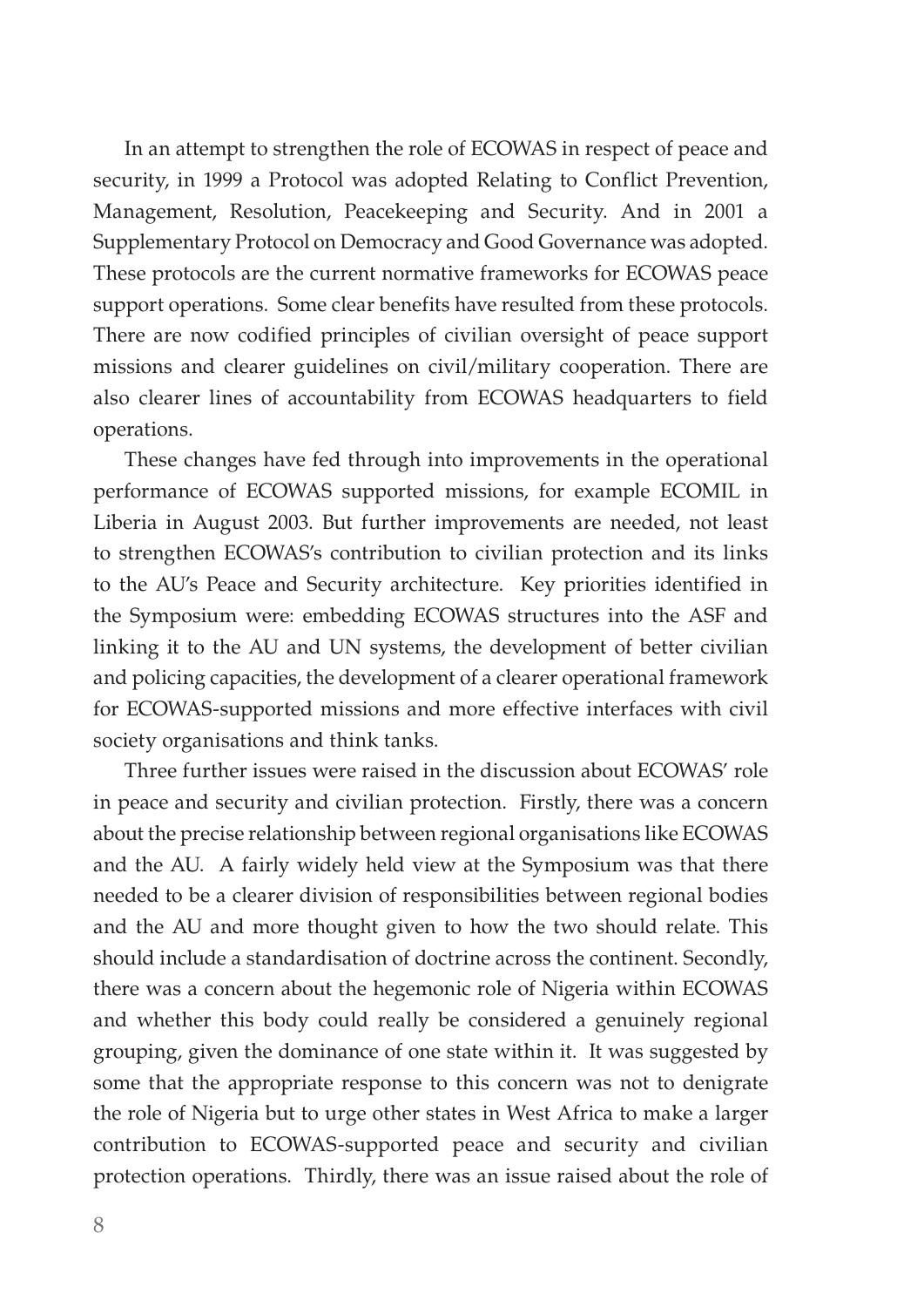In an attempt to strengthen the role of ECOWAS in respect of peace and security, in 1999 a Protocol was adopted Relating to Conflict Prevention, Management, Resolution, Peacekeeping and Security. And in 2001 a Supplementary Protocol on Democracy and Good Governance was adopted. These protocols are the current normative frameworks for ECOWAS peace support operations. Some clear benefits have resulted from these protocols. There are now codified principles of civilian oversight of peace support missions and clearer guidelines on civil/military cooperation. There are also clearer lines of accountability from ECOWAS headquarters to field operations.

These changes have fed through into improvements in the operational performance of ECOWAS supported missions, for example ECOMIL in Liberia in August 2003. But further improvements are needed, not least to strengthen ECOWAS's contribution to civilian protection and its links to the AU's Peace and Security architecture. Key priorities identified in the Symposium were: embedding ECOWAS structures into the ASF and linking it to the AU and UN systems, the development of better civilian and policing capacities, the development of a clearer operational framework for ECOWAS-supported missions and more effective interfaces with civil society organisations and think tanks.

Three further issues were raised in the discussion about ECOWAS' role in peace and security and civilian protection. Firstly, there was a concern about the precise relationship between regional organisations like ECOWAS and the AU. A fairly widely held view at the Symposium was that there needed to be a clearer division of responsibilities between regional bodies and the AU and more thought given to how the two should relate. This should include a standardisation of doctrine across the continent. Secondly, there was a concern about the hegemonic role of Nigeria within ECOWAS and whether this body could really be considered a genuinely regional grouping, given the dominance of one state within it. It was suggested by some that the appropriate response to this concern was not to denigrate the role of Nigeria but to urge other states in West Africa to make a larger contribution to ECOWAS-supported peace and security and civilian protection operations. Thirdly, there was an issue raised about the role of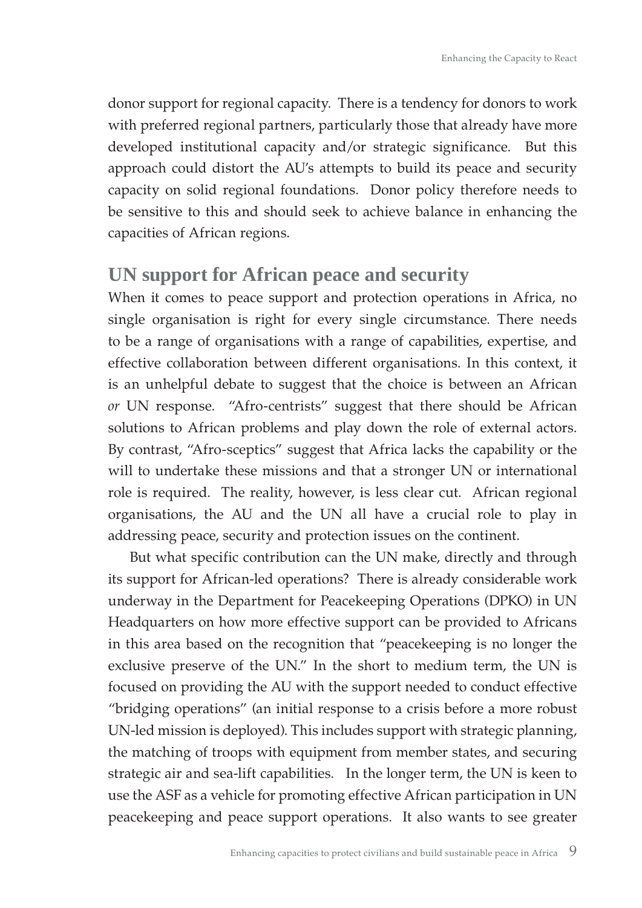donor support for regional capacity. There is a tendency for donors to work with preferred regional partners, particularly those that already have more developed institutional capacity and/or strategic significance. But this approach could distort the AU's attempts to build its peace and security capacity on solid regional foundations. Donor policy therefore needs to be sensitive to this and should seek to achieve balance in enhancing the capacities of African regions.

## UN support for African peace and security

When it comes to peace support and protection operations in Africa, no single organisation is right for every single circumstance. There needs to be a range of organisations with a range of capabilities, expertise, and effective collaboration between different organisations. In this context, it is an unhelpful debate to suggest that the choice is between an African *or* UN response. "Afro-centrists" suggest that there should be African solutions to African problems and play down the role of external actors. By contrast, "Afro-sceptics" suggest that Africa lacks the capability or the will to undertake these missions and that a stronger UN or international role is required. The reality, however, is less clear cut. African regional organisations, the AU and the UN all have a crucial role to play in addressing peace, security and protection issues on the continent.

But what specific contribution can the UN make, directly and through its support for African-led operations? There is already considerable work underway in the Department for Peacekeeping Operations (DPKO) in UN Headquarters on how more effective support can be provided to Africans in this area based on the recognition that "peacekeeping is no longer the exclusive preserve of the UN." In the short to medium term, the UN is focused on providing the AU with the support needed to conduct effective "bridging operations" (an initial response to a crisis before a more robust UN-led mission is deployed). This includes support with strategic planning, the matching of troops with equipment from member states, and securing strategic air and sea-lift capabilities. In the longer term, the UN is keen to use the ASF as a vehicle for promoting effective African participation in UN peacekeeping and peace support operations. It also wants to see greater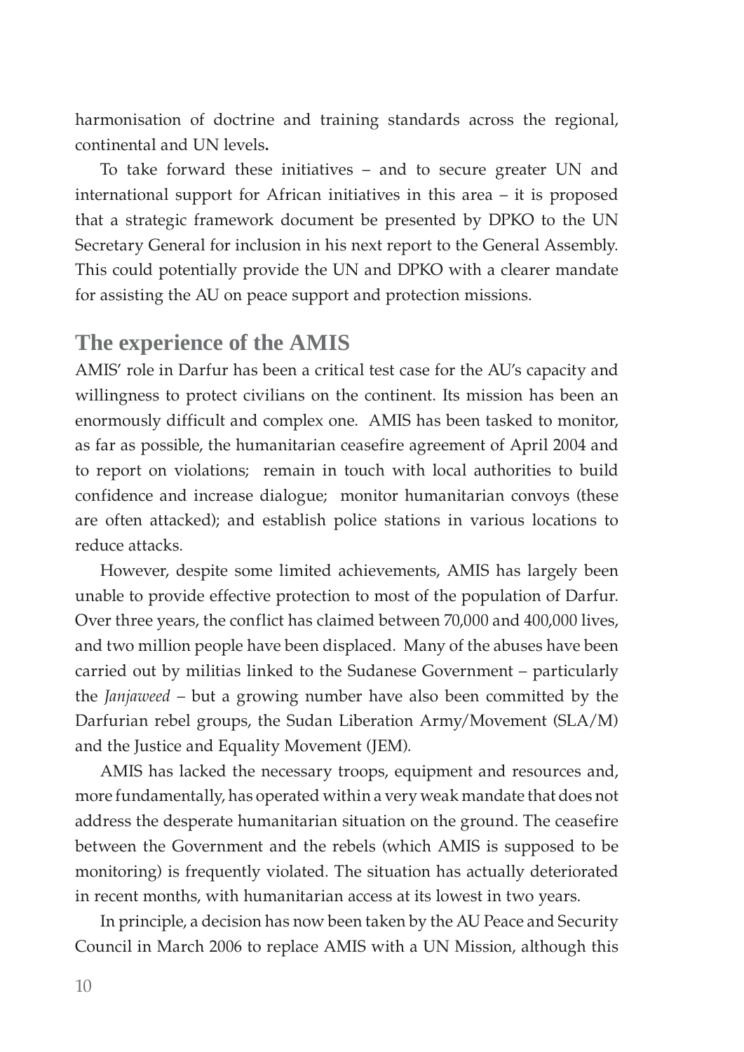harmonisation of doctrine and training standards across the regional, continental and UN levels**.**

To take forward these initiatives – and to secure greater UN and international support for African initiatives in this area – it is proposed that a strategic framework document be presented by DPKO to the UN Secretary General for inclusion in his next report to the General Assembly. This could potentially provide the UN and DPKO with a clearer mandate for assisting the AU on peace support and protection missions.

## The experience of the AMIS

AMIS' role in Darfur has been a critical test case for the AU's capacity and willingness to protect civilians on the continent. Its mission has been an enormously difficult and complex one. AMIS has been tasked to monitor, as far as possible, the humanitarian ceasefire agreement of April 2004 and to report on violations; remain in touch with local authorities to build confidence and increase dialogue; monitor humanitarian convoys (these are often attacked); and establish police stations in various locations to reduce attacks.

However, despite some limited achievements, AMIS has largely been unable to provide effective protection to most of the population of Darfur. Over three years, the conflict has claimed between 70,000 and 400,000 lives, and two million people have been displaced. Many of the abuses have been carried out by militias linked to the Sudanese Government – particularly the *Janjaweed* – but a growing number have also been committed by the Darfurian rebel groups, the Sudan Liberation Army/Movement (SLA/M) and the Justice and Equality Movement (JEM).

AMIS has lacked the necessary troops, equipment and resources and, more fundamentally, has operated within a very weak mandate that does not address the desperate humanitarian situation on the ground. The ceasefire between the Government and the rebels (which AMIS is supposed to be monitoring) is frequently violated. The situation has actually deteriorated in recent months, with humanitarian access at its lowest in two years.

In principle, a decision has now been taken by the AU Peace and Security Council in March 2006 to replace AMIS with a UN Mission, although this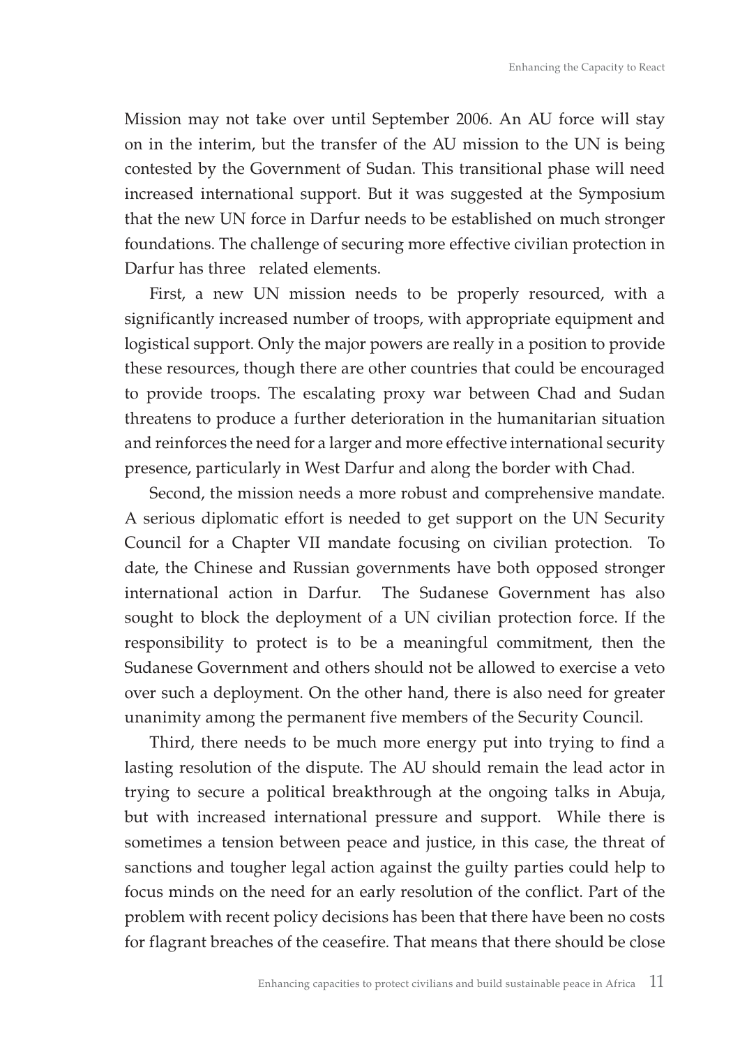Mission may not take over until September 2006. An AU force will stay on in the interim, but the transfer of the AU mission to the UN is being contested by the Government of Sudan. This transitional phase will need increased international support. But it was suggested at the Symposium that the new UN force in Darfur needs to be established on much stronger foundations. The challenge of securing more effective civilian protection in Darfur has three related elements.

First, a new UN mission needs to be properly resourced, with a significantly increased number of troops, with appropriate equipment and logistical support. Only the major powers are really in a position to provide these resources, though there are other countries that could be encouraged to provide troops. The escalating proxy war between Chad and Sudan threatens to produce a further deterioration in the humanitarian situation and reinforces the need for a larger and more effective international security presence, particularly in West Darfur and along the border with Chad.

Second, the mission needs a more robust and comprehensive mandate. A serious diplomatic effort is needed to get support on the UN Security Council for a Chapter VII mandate focusing on civilian protection. To date, the Chinese and Russian governments have both opposed stronger international action in Darfur. The Sudanese Government has also sought to block the deployment of a UN civilian protection force. If the responsibility to protect is to be a meaningful commitment, then the Sudanese Government and others should not be allowed to exercise a veto over such a deployment. On the other hand, there is also need for greater unanimity among the permanent five members of the Security Council.

Third, there needs to be much more energy put into trying to find a lasting resolution of the dispute. The AU should remain the lead actor in trying to secure a political breakthrough at the ongoing talks in Abuja, but with increased international pressure and support. While there is sometimes a tension between peace and justice, in this case, the threat of sanctions and tougher legal action against the guilty parties could help to focus minds on the need for an early resolution of the conflict. Part of the problem with recent policy decisions has been that there have been no costs for flagrant breaches of the ceasefire. That means that there should be close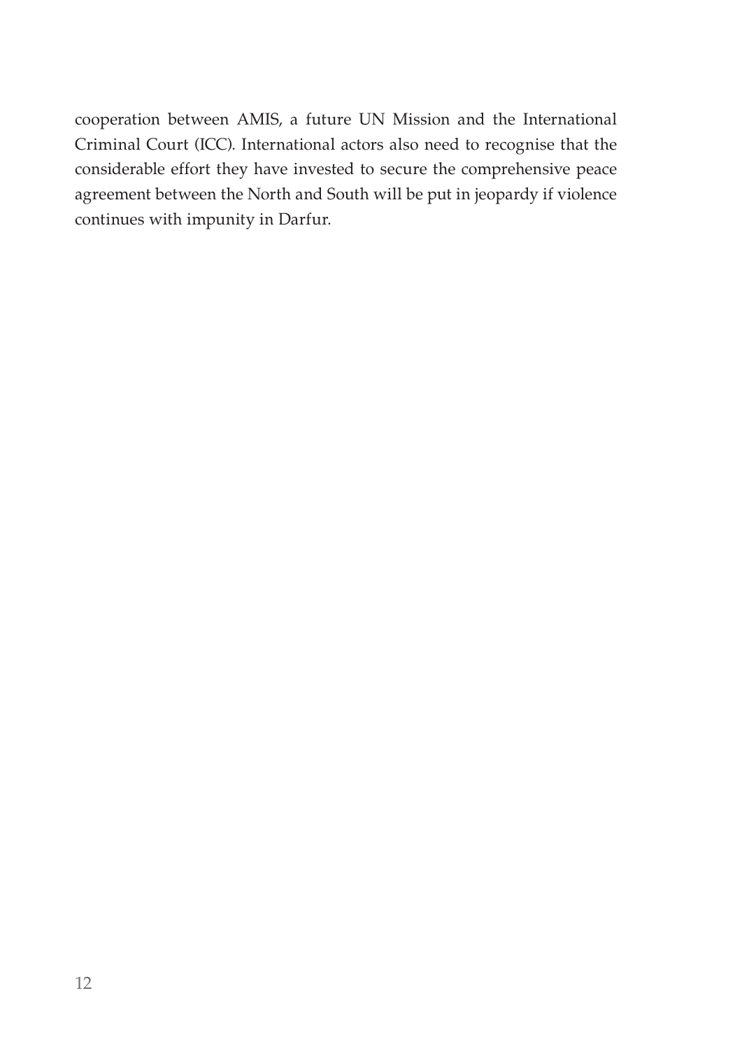cooperation between AMIS, a future UN Mission and the International Criminal Court (ICC). International actors also need to recognise that the considerable effort they have invested to secure the comprehensive peace agreement between the North and South will be put in jeopardy if violence continues with impunity in Darfur.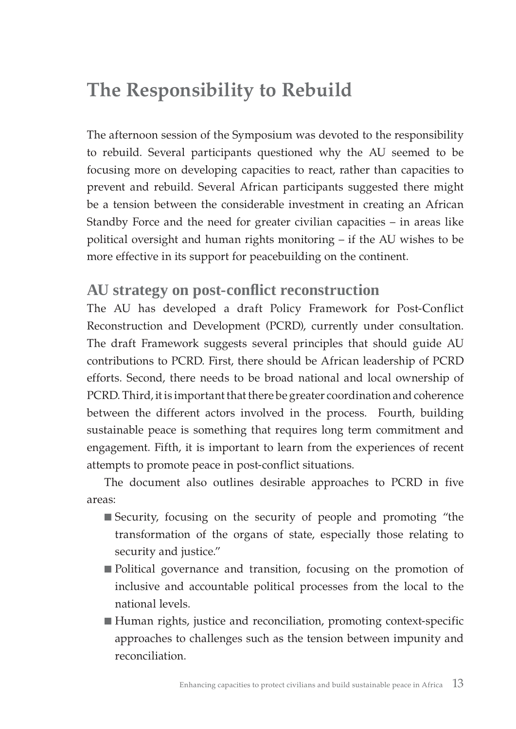# The Responsibility to Rebuild

The afternoon session of the Symposium was devoted to the responsibility to rebuild. Several participants questioned why the AU seemed to be focusing more on developing capacities to react, rather than capacities to prevent and rebuild. Several African participants suggested there might be a tension between the considerable investment in creating an African Standby Force and the need for greater civilian capacities – in areas like political oversight and human rights monitoring – if the AU wishes to be more effective in its support for peacebuilding on the continent.

## AU strategy on post-conflict reconstruction

The AU has developed a draft Policy Framework for Post-Conflict Reconstruction and Development (PCRD), currently under consultation. The draft Framework suggests several principles that should guide AU contributions to PCRD. First, there should be African leadership of PCRD efforts. Second, there needs to be broad national and local ownership of PCRD. Third, it is important that there be greater coordination and coherence between the different actors involved in the process. Fourth, building sustainable peace is something that requires long term commitment and engagement. Fifth, it is important to learn from the experiences of recent attempts to promote peace in post-conflict situations.

The document also outlines desirable approaches to PCRD in five areas:

- Security, focusing on the security of people and promoting "the transformation of the organs of state, especially those relating to security and justice."
- Political governance and transition, focusing on the promotion of inclusive and accountable political processes from the local to the national levels.
- Human rights, justice and reconciliation, promoting context-specific approaches to challenges such as the tension between impunity and reconciliation.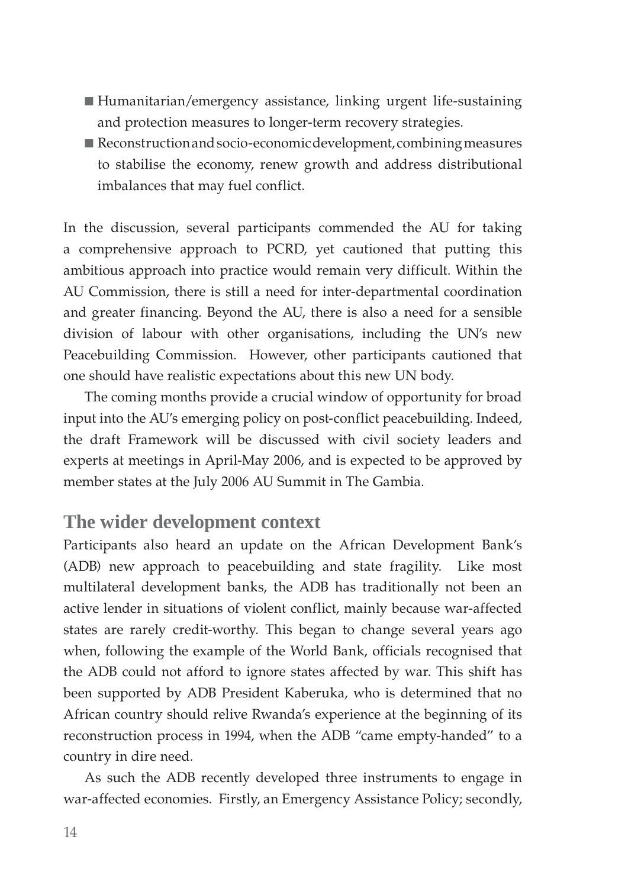- Humanitarian/emergency assistance, linking urgent life-sustaining and protection measures to longer-term recovery strategies.
- Reconstruction and socio-economic development, combining measures to stabilise the economy, renew growth and address distributional imbalances that may fuel conflict.

In the discussion, several participants commended the AU for taking a comprehensive approach to PCRD, yet cautioned that putting this ambitious approach into practice would remain very difficult. Within the AU Commission, there is still a need for inter-departmental coordination and greater financing. Beyond the AU, there is also a need for a sensible division of labour with other organisations, including the UN's new Peacebuilding Commission. However, other participants cautioned that one should have realistic expectations about this new UN body.

The coming months provide a crucial window of opportunity for broad input into the AU's emerging policy on post-conflict peacebuilding. Indeed, the draft Framework will be discussed with civil society leaders and experts at meetings in April-May 2006, and is expected to be approved by member states at the July 2006 AU Summit in The Gambia.

## The wider development context

Participants also heard an update on the African Development Bank's (ADB) new approach to peacebuilding and state fragility. Like most multilateral development banks, the ADB has traditionally not been an active lender in situations of violent conflict, mainly because war-affected states are rarely credit-worthy. This began to change several years ago when, following the example of the World Bank, officials recognised that the ADB could not afford to ignore states affected by war. This shift has been supported by ADB President Kaberuka, who is determined that no African country should relive Rwanda's experience at the beginning of its reconstruction process in 1994, when the ADB "came empty-handed" to a country in dire need.

As such the ADB recently developed three instruments to engage in war-affected economies. Firstly, an Emergency Assistance Policy; secondly,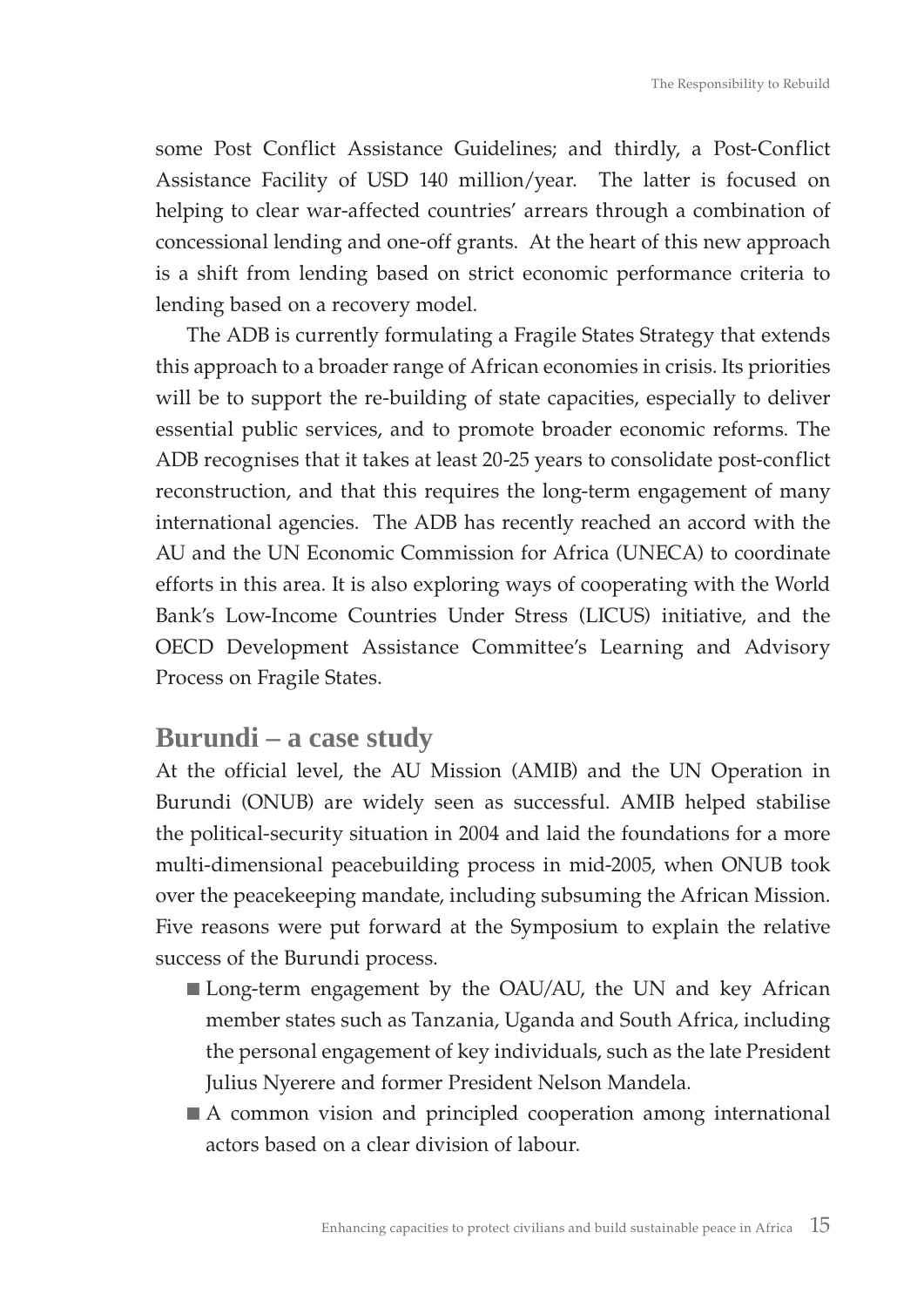some Post Conflict Assistance Guidelines; and thirdly, a Post-Conflict Assistance Facility of USD 140 million/year. The latter is focused on helping to clear war-affected countries' arrears through a combination of concessional lending and one-off grants. At the heart of this new approach is a shift from lending based on strict economic performance criteria to lending based on a recovery model.

The ADB is currently formulating a Fragile States Strategy that extends this approach to a broader range of African economies in crisis. Its priorities will be to support the re-building of state capacities, especially to deliver essential public services, and to promote broader economic reforms. The ADB recognises that it takes at least 20-25 years to consolidate post-conflict reconstruction, and that this requires the long-term engagement of many international agencies. The ADB has recently reached an accord with the AU and the UN Economic Commission for Africa (UNECA) to coordinate efforts in this area. It is also exploring ways of cooperating with the World Bank's Low-Income Countries Under Stress (LICUS) initiative, and the OECD Development Assistance Committee's Learning and Advisory Process on Fragile States.

## Burundi – a case study

At the official level, the AU Mission (AMIB) and the UN Operation in Burundi (ONUB) are widely seen as successful. AMIB helped stabilise the political-security situation in 2004 and laid the foundations for a more multi-dimensional peacebuilding process in mid-2005, when ONUB took over the peacekeeping mandate, including subsuming the African Mission. Five reasons were put forward at the Symposium to explain the relative success of the Burundi process.

- Long-term engagement by the OAU/AU, the UN and key African member states such as Tanzania, Uganda and South Africa, including the personal engagement of key individuals, such as the late President Julius Nyerere and former President Nelson Mandela.
- A common vision and principled cooperation among international actors based on a clear division of labour.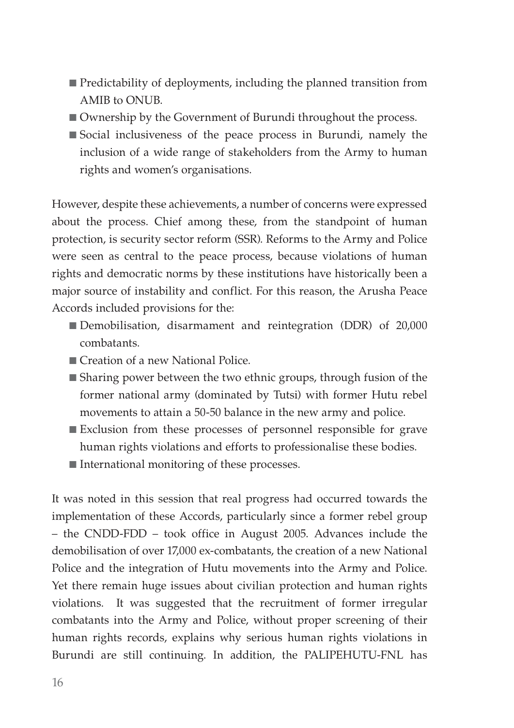- Predictability of deployments, including the planned transition from AMIB to ONUB.
- Ownership by the Government of Burundi throughout the process.
- Social inclusiveness of the peace process in Burundi, namely the inclusion of a wide range of stakeholders from the Army to human rights and women's organisations.

However, despite these achievements, a number of concerns were expressed about the process. Chief among these, from the standpoint of human protection, is security sector reform (SSR). Reforms to the Army and Police were seen as central to the peace process, because violations of human rights and democratic norms by these institutions have historically been a major source of instability and conflict. For this reason, the Arusha Peace Accords included provisions for the:

- Demobilisation, disarmament and reintegration (DDR) of 20,000 combatants.
- Creation of a new National Police.
- Sharing power between the two ethnic groups, through fusion of the former national army (dominated by Tutsi) with former Hutu rebel movements to attain a 50-50 balance in the new army and police.
- Exclusion from these processes of personnel responsible for grave human rights violations and efforts to professionalise these bodies.
- International monitoring of these processes.

It was noted in this session that real progress had occurred towards the implementation of these Accords, particularly since a former rebel group – the CNDD-FDD – took office in August 2005. Advances include the demobilisation of over 17,000 ex-combatants, the creation of a new National Police and the integration of Hutu movements into the Army and Police. Yet there remain huge issues about civilian protection and human rights violations. It was suggested that the recruitment of former irregular combatants into the Army and Police, without proper screening of their human rights records, explains why serious human rights violations in Burundi are still continuing. In addition, the PALIPEHUTU-FNL has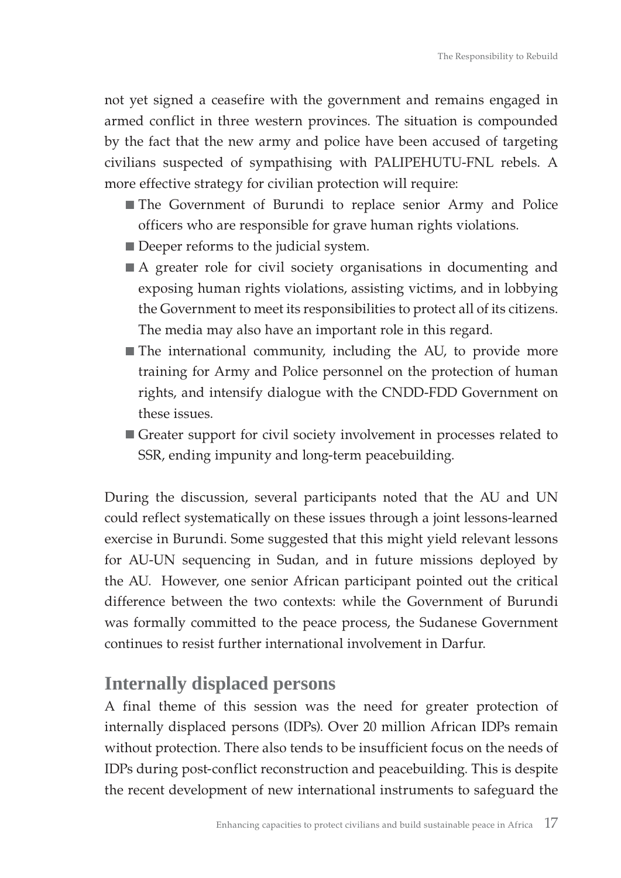not yet signed a ceasefire with the government and remains engaged in armed conflict in three western provinces. The situation is compounded by the fact that the new army and police have been accused of targeting civilians suspected of sympathising with PALIPEHUTU-FNL rebels. A more effective strategy for civilian protection will require:

- The Government of Burundi to replace senior Army and Police officers who are responsible for grave human rights violations.
- Deeper reforms to the judicial system.
- A greater role for civil society organisations in documenting and exposing human rights violations, assisting victims, and in lobbying the Government to meet its responsibilities to protect all of its citizens. The media may also have an important role in this regard.
- The international community, including the AU, to provide more training for Army and Police personnel on the protection of human rights, and intensify dialogue with the CNDD-FDD Government on these issues.
- Greater support for civil society involvement in processes related to SSR, ending impunity and long-term peacebuilding.

During the discussion, several participants noted that the AU and UN could reflect systematically on these issues through a joint lessons-learned exercise in Burundi. Some suggested that this might yield relevant lessons for AU-UN sequencing in Sudan, and in future missions deployed by the AU. However, one senior African participant pointed out the critical difference between the two contexts: while the Government of Burundi was formally committed to the peace process, the Sudanese Government continues to resist further international involvement in Darfur.

## Internally displaced persons

A final theme of this session was the need for greater protection of internally displaced persons (IDPs). Over 20 million African IDPs remain without protection. There also tends to be insufficient focus on the needs of IDPs during post-conflict reconstruction and peacebuilding. This is despite the recent development of new international instruments to safeguard the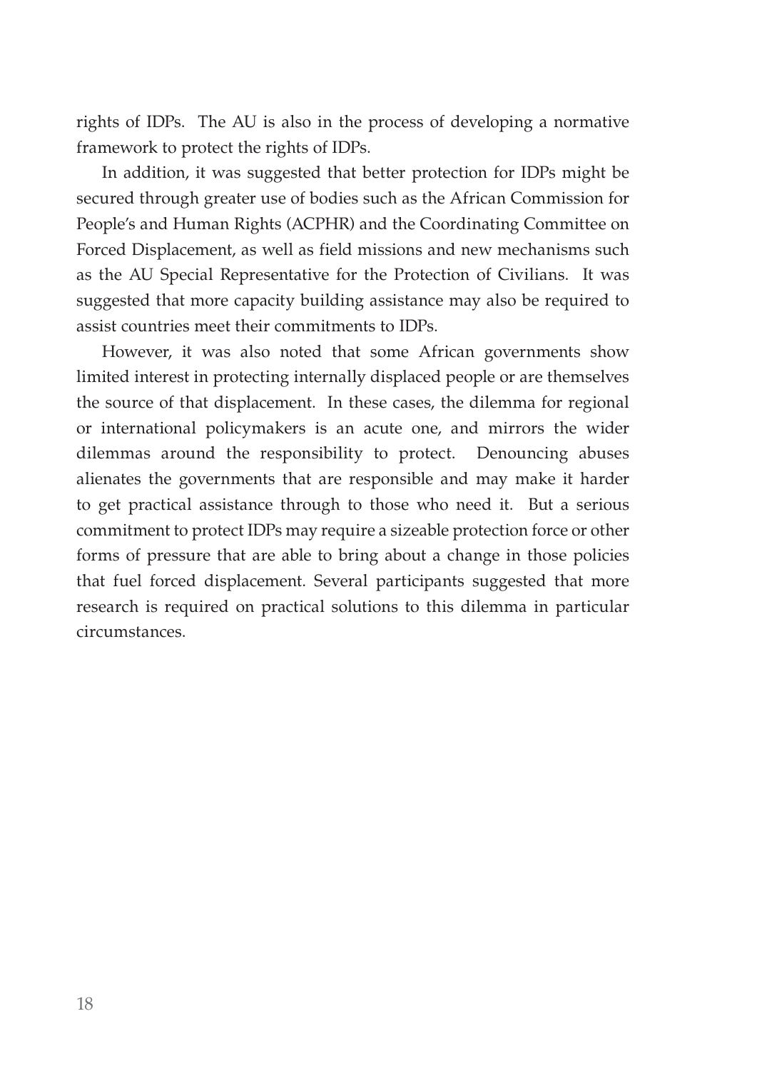rights of IDPs. The AU is also in the process of developing a normative framework to protect the rights of IDPs.

In addition, it was suggested that better protection for IDPs might be secured through greater use of bodies such as the African Commission for People's and Human Rights (ACPHR) and the Coordinating Committee on Forced Displacement, as well as field missions and new mechanisms such as the AU Special Representative for the Protection of Civilians. It was suggested that more capacity building assistance may also be required to assist countries meet their commitments to IDPs.

However, it was also noted that some African governments show limited interest in protecting internally displaced people or are themselves the source of that displacement. In these cases, the dilemma for regional or international policymakers is an acute one, and mirrors the wider dilemmas around the responsibility to protect. Denouncing abuses alienates the governments that are responsible and may make it harder to get practical assistance through to those who need it. But a serious commitment to protect IDPs may require a sizeable protection force or other forms of pressure that are able to bring about a change in those policies that fuel forced displacement. Several participants suggested that more research is required on practical solutions to this dilemma in particular circumstances.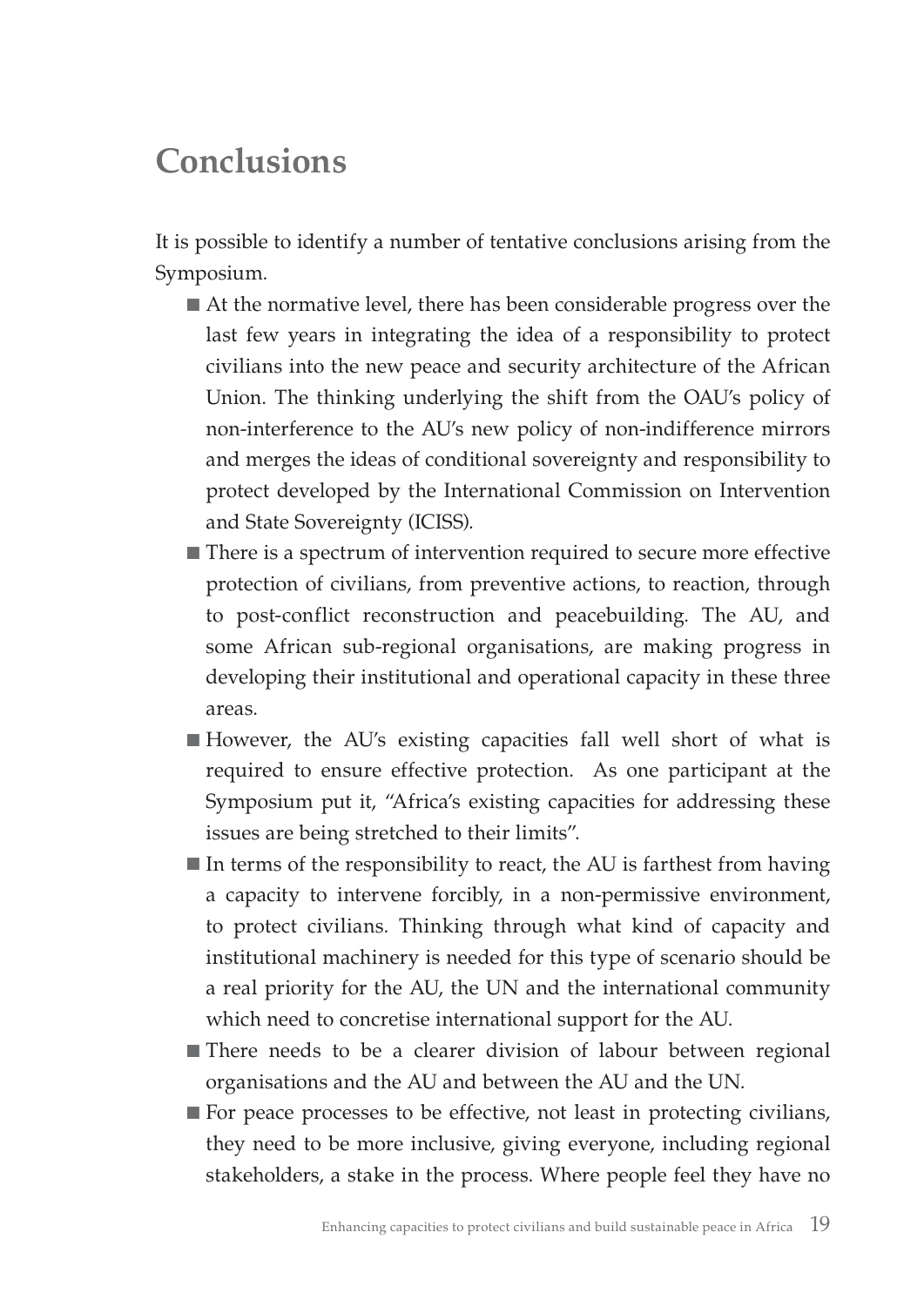# Conclusions

It is possible to identify a number of tentative conclusions arising from the Symposium.

- At the normative level, there has been considerable progress over the last few years in integrating the idea of a responsibility to protect civilians into the new peace and security architecture of the African Union. The thinking underlying the shift from the OAU's policy of non-interference to the AU's new policy of non-indifference mirrors and merges the ideas of conditional sovereignty and responsibility to protect developed by the International Commission on Intervention and State Sovereignty (ICISS).
- There is a spectrum of intervention required to secure more effective protection of civilians, from preventive actions, to reaction, through to post-conflict reconstruction and peacebuilding. The AU, and some African sub-regional organisations, are making progress in developing their institutional and operational capacity in these three areas.
- However, the AU's existing capacities fall well short of what is required to ensure effective protection. As one participant at the Symposium put it, "Africa's existing capacities for addressing these issues are being stretched to their limits".
- In terms of the responsibility to react, the AU is farthest from having a capacity to intervene forcibly, in a non-permissive environment, to protect civilians. Thinking through what kind of capacity and institutional machinery is needed for this type of scenario should be a real priority for the AU, the UN and the international community which need to concretise international support for the AU.
- There needs to be a clearer division of labour between regional organisations and the AU and between the AU and the UN.
- For peace processes to be effective, not least in protecting civilians, they need to be more inclusive, giving everyone, including regional stakeholders, a stake in the process. Where people feel they have no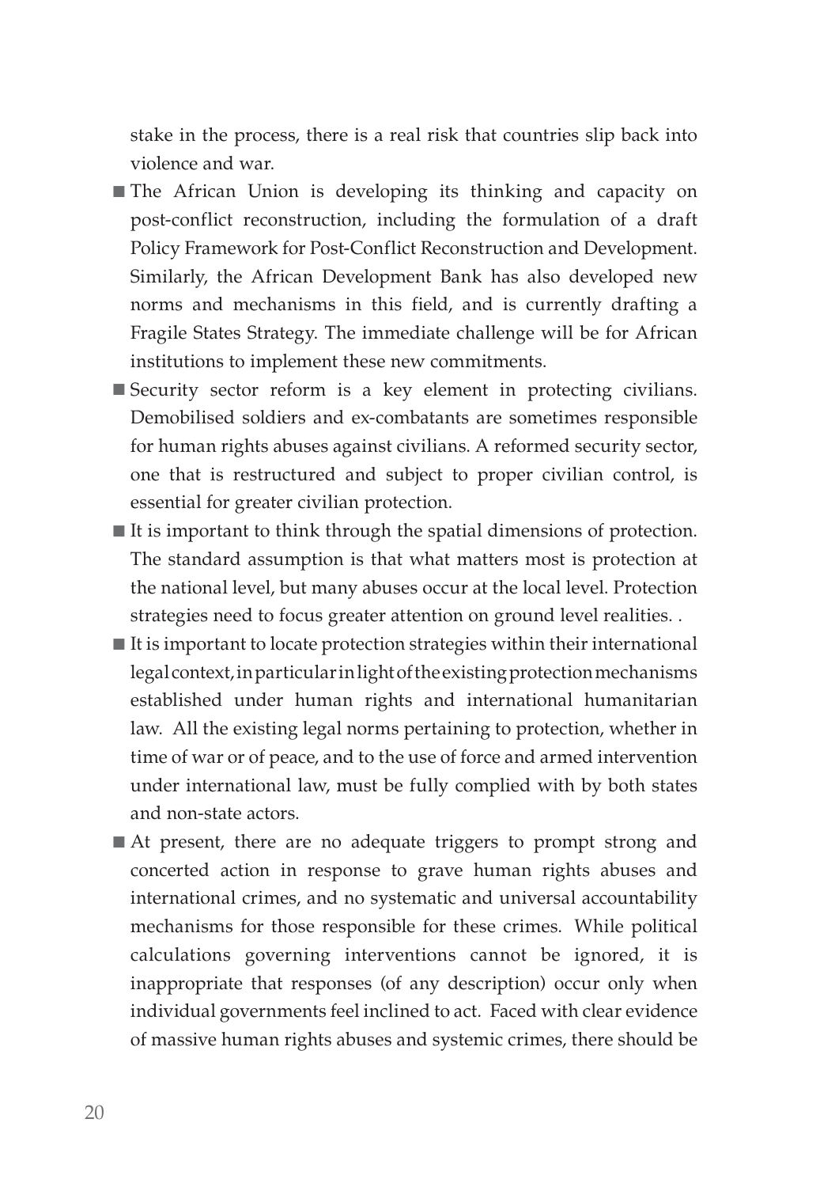stake in the process, there is a real risk that countries slip back into violence and war.

- The African Union is developing its thinking and capacity on post-conflict reconstruction, including the formulation of a draft Policy Framework for Post-Conflict Reconstruction and Development. Similarly, the African Development Bank has also developed new norms and mechanisms in this field, and is currently drafting a Fragile States Strategy. The immediate challenge will be for African institutions to implement these new commitments.
- Security sector reform is a key element in protecting civilians. Demobilised soldiers and ex-combatants are sometimes responsible for human rights abuses against civilians. A reformed security sector, one that is restructured and subject to proper civilian control, is essential for greater civilian protection.
- It is important to think through the spatial dimensions of protection. The standard assumption is that what matters most is protection at the national level, but many abuses occur at the local level. Protection strategies need to focus greater attention on ground level realities. .
- It is important to locate protection strategies within their international legal context, in particular in light of the existing protection mechanisms established under human rights and international humanitarian law. All the existing legal norms pertaining to protection, whether in time of war or of peace, and to the use of force and armed intervention under international law, must be fully complied with by both states and non-state actors.
- At present, there are no adequate triggers to prompt strong and concerted action in response to grave human rights abuses and international crimes, and no systematic and universal accountability mechanisms for those responsible for these crimes. While political calculations governing interventions cannot be ignored, it is inappropriate that responses (of any description) occur only when individual governments feel inclined to act. Faced with clear evidence of massive human rights abuses and systemic crimes, there should be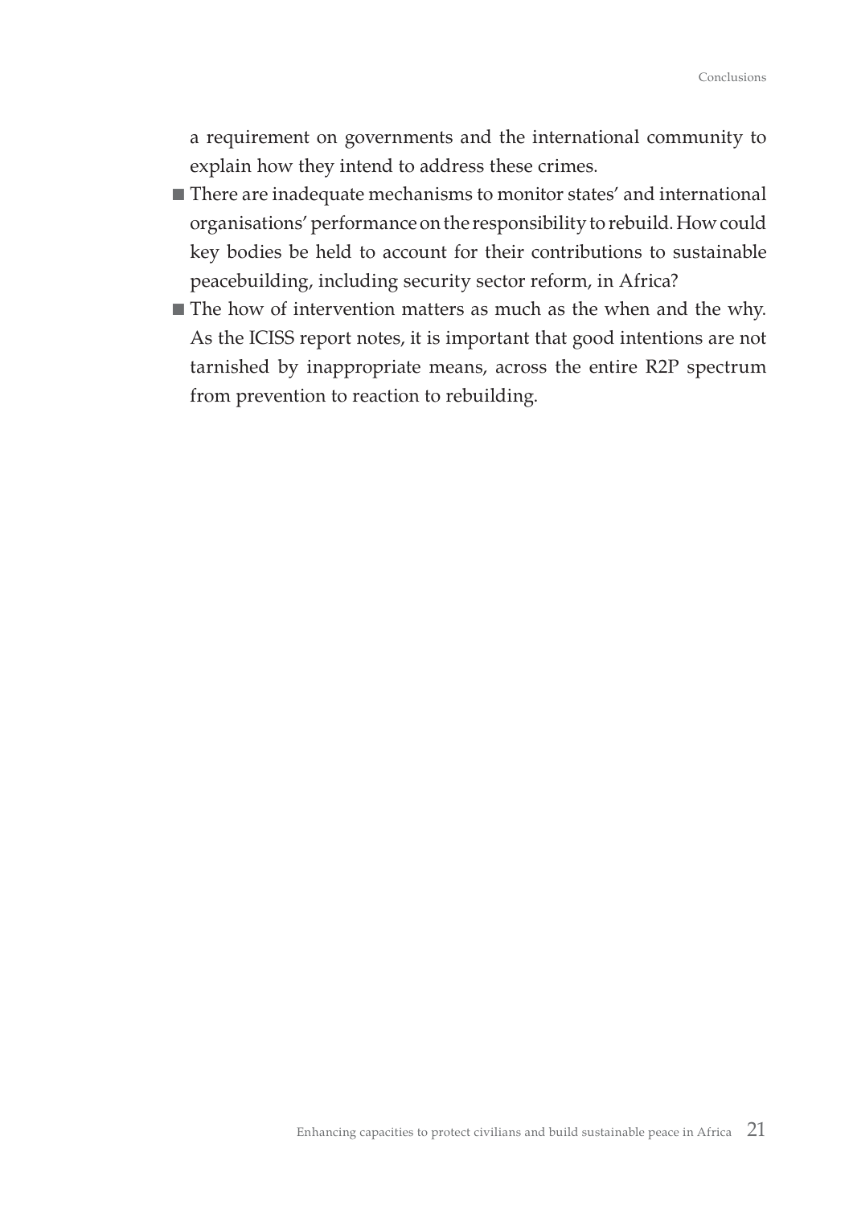a requirement on governments and the international community to explain how they intend to address these crimes.

- There are inadequate mechanisms to monitor states' and international organisations' performance on the responsibility to rebuild. How could key bodies be held to account for their contributions to sustainable peacebuilding, including security sector reform, in Africa?
- The how of intervention matters as much as the when and the why. As the ICISS report notes, it is important that good intentions are not tarnished by inappropriate means, across the entire R2P spectrum from prevention to reaction to rebuilding.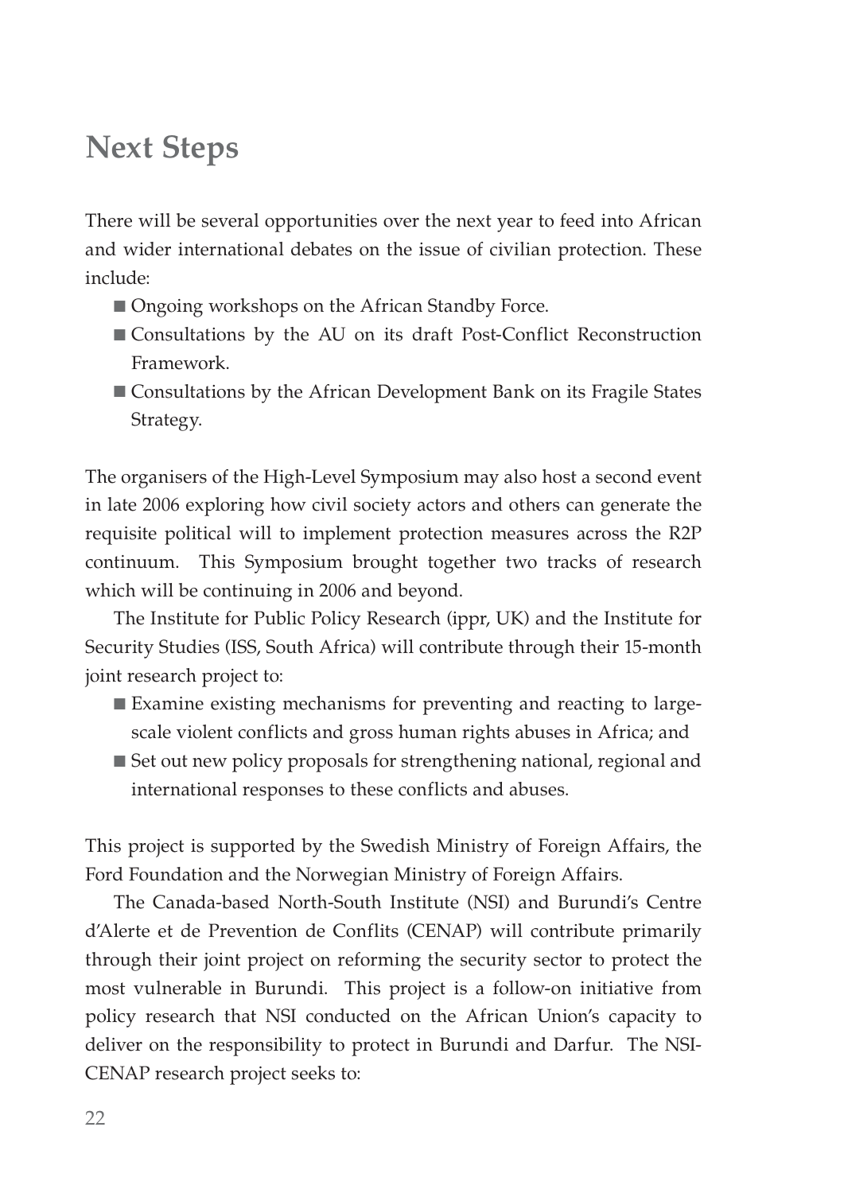## Next Steps

There will be several opportunities over the next year to feed into African and wider international debates on the issue of civilian protection. These include:

- Ongoing workshops on the African Standby Force.
- Consultations by the AU on its draft Post-Conflict Reconstruction Framework.
- Consultations by the African Development Bank on its Fragile States Strategy.

The organisers of the High-Level Symposium may also host a second event in late 2006 exploring how civil society actors and others can generate the requisite political will to implement protection measures across the R2P continuum. This Symposium brought together two tracks of research which will be continuing in 2006 and beyond.

The Institute for Public Policy Research (ippr, UK) and the Institute for Security Studies (ISS, South Africa) will contribute through their 15-month joint research project to:

- Examine existing mechanisms for preventing and reacting to large-scale violent conflicts and gross human rights abuses in Africa; and
- Set out new policy proposals for strengthening national, regional and international responses to these conflicts and abuses.

This project is supported by the Swedish Ministry of Foreign Affairs, the Ford Foundation and the Norwegian Ministry of Foreign Affairs.

The Canada-based North-South Institute (NSI) and Burundi's Centre d'Alerte et de Prevention de Conflits (CENAP) will contribute primarily through their joint project on reforming the security sector to protect the most vulnerable in Burundi. This project is a follow-on initiative from policy research that NSI conducted on the African Union's capacity to deliver on the responsibility to protect in Burundi and Darfur. The NSI-CENAP research project seeks to: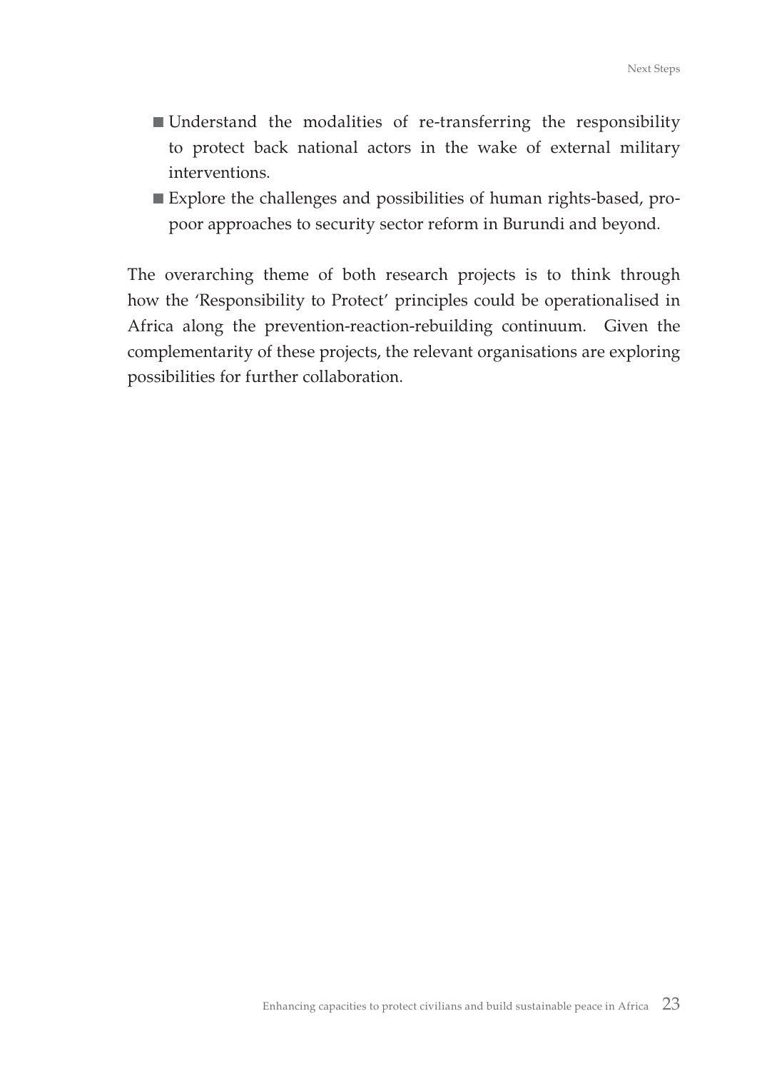- Understand the modalities of re-transferring the responsibility to protect back national actors in the wake of external military interventions.
- Explore the challenges and possibilities of human rights-based, pro-poor approaches to security sector reform in Burundi and beyond.

The overarching theme of both research projects is to think through how the 'Responsibility to Protect' principles could be operationalised in Africa along the prevention-reaction-rebuilding continuum. Given the complementarity of these projects, the relevant organisations are exploring possibilities for further collaboration.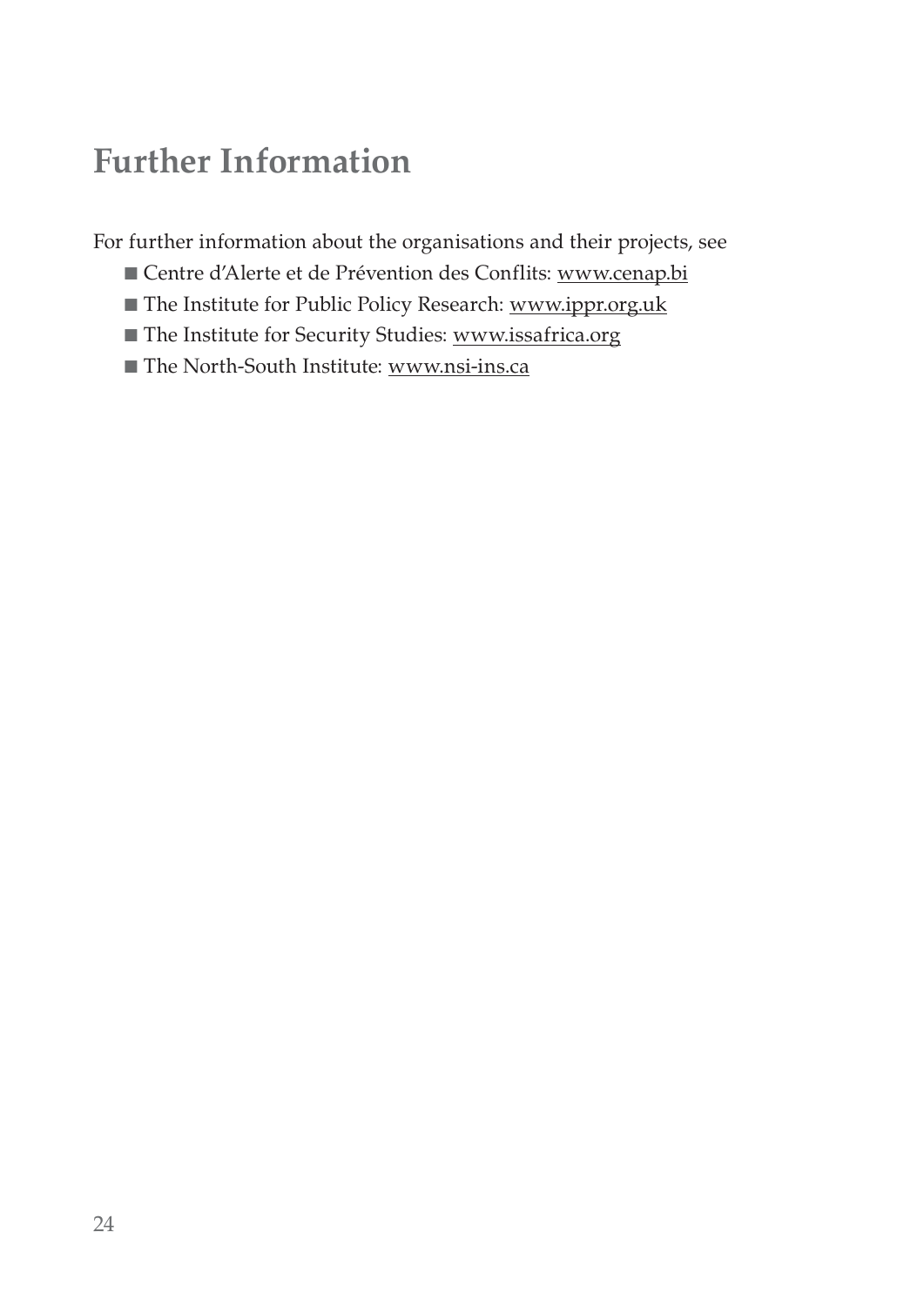# Further Information

For further information about the organisations and their projects, see

- Centre d'Alerte et de Prévention des Conflits: www.cenap.bi
- The Institute for Public Policy Research: www.ippr.org.uk
- The Institute for Security Studies: www.issafrica.org
- The North-South Institute: www.nsi-ins.ca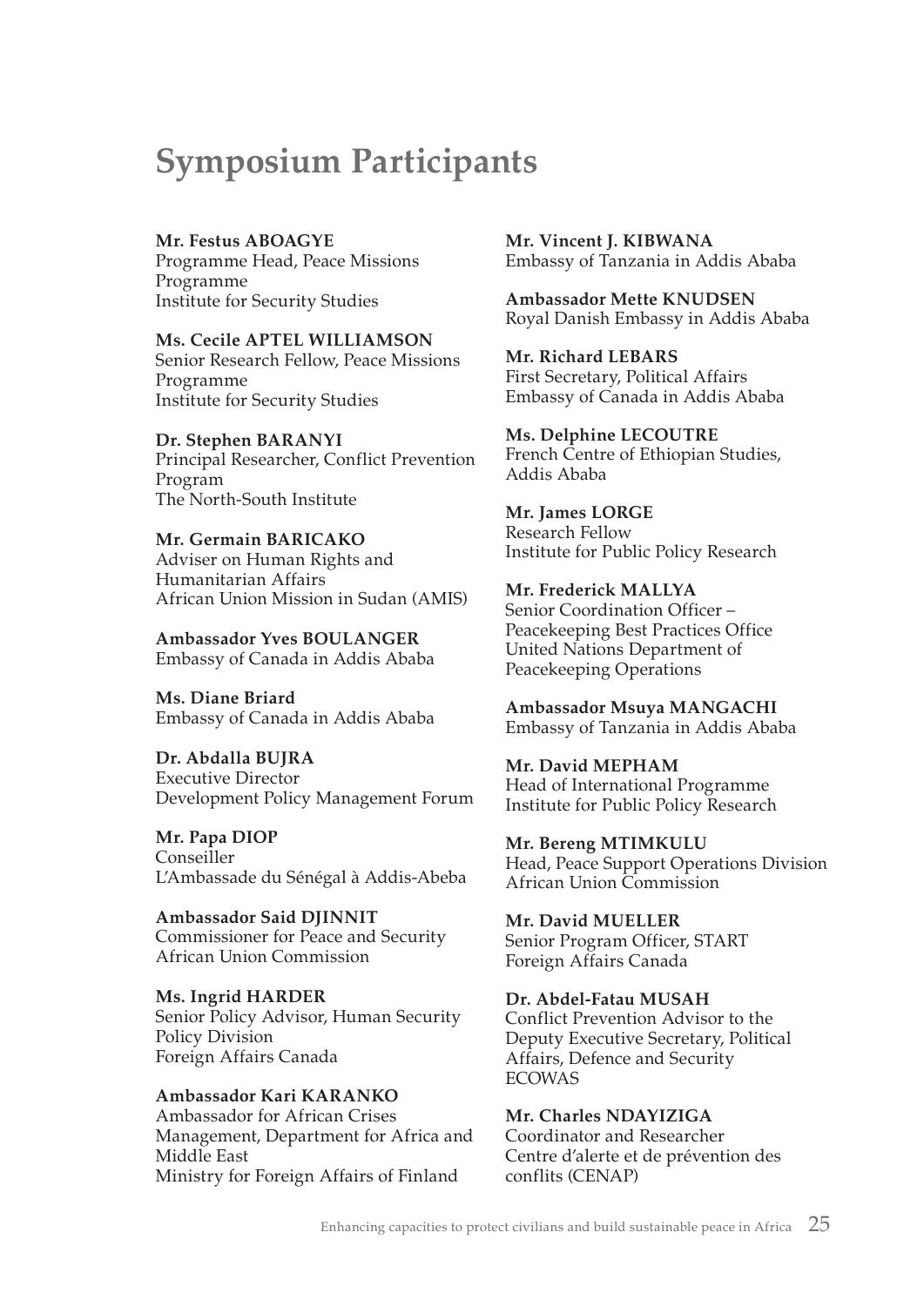# Symposium Participants

**Mr. Festus ABOAGYE**
Programme Head, Peace Missions Programme
Institute for Security Studies

**Ms. Cecile APTEL WILLIAMSON**
Senior Research Fellow, Peace Missions Programme
Institute for Security Studies

**Dr. Stephen BARANYI**
Principal Researcher, Conflict Prevention Program
The North-South Institute

**Mr. Germain BARICAKO**
Adviser on Human Rights and Humanitarian Affairs
African Union Mission in Sudan (AMIS)

**Ambassador Yves BOULANGER**
Embassy of Canada in Addis Ababa

**Ms. Diane Briard**
Embassy of Canada in Addis Ababa

**Dr. Abdalla BUJRA**
Executive Director
Development Policy Management Forum

**Mr. Papa DIOP**
Conseiller
L'Ambassade du Sénégal à Addis-Abeba

**Ambassador Said DJINNIT**
Commissioner for Peace and Security
African Union Commission

**Ms. Ingrid HARDER**
Senior Policy Advisor, Human Security Policy Division
Foreign Affairs Canada

**Ambassador Kari KARANKO**
Ambassador for African Crises Management, Department for Africa and Middle East
Ministry for Foreign Affairs of Finland

**Mr. Vincent J. KIBWANA**
Embassy of Tanzania in Addis Ababa

**Ambassador Mette KNUDSEN**
Royal Danish Embassy in Addis Ababa

**Mr. Richard LEBARS**
First Secretary, Political Affairs
Embassy of Canada in Addis Ababa

**Ms. Delphine LECOUTRE**
French Centre of Ethiopian Studies, Addis Ababa

**Mr. James LORGE**
Research Fellow
Institute for Public Policy Research

**Mr. Frederick MALLYA**
Senior Coordination Officer – Peacekeeping Best Practices Office
United Nations Department of Peacekeeping Operations

**Ambassador Msuya MANGACHI**
Embassy of Tanzania in Addis Ababa

**Mr. David MEPHAM**
Head of International Programme
Institute for Public Policy Research

**Mr. Bereng MTIMKULU**
Head, Peace Support Operations Division
African Union Commission

**Mr. David MUELLER**
Senior Program Officer, START
Foreign Affairs Canada

**Dr. Abdel-Fatau MUSAH**
Conflict Prevention Advisor to the Deputy Executive Secretary, Political Affairs, Defence and Security
ECOWAS

**Mr. Charles NDAYIZIGA**
Coordinator and Researcher
Centre d'alerte et de prévention des conflits (CENAP)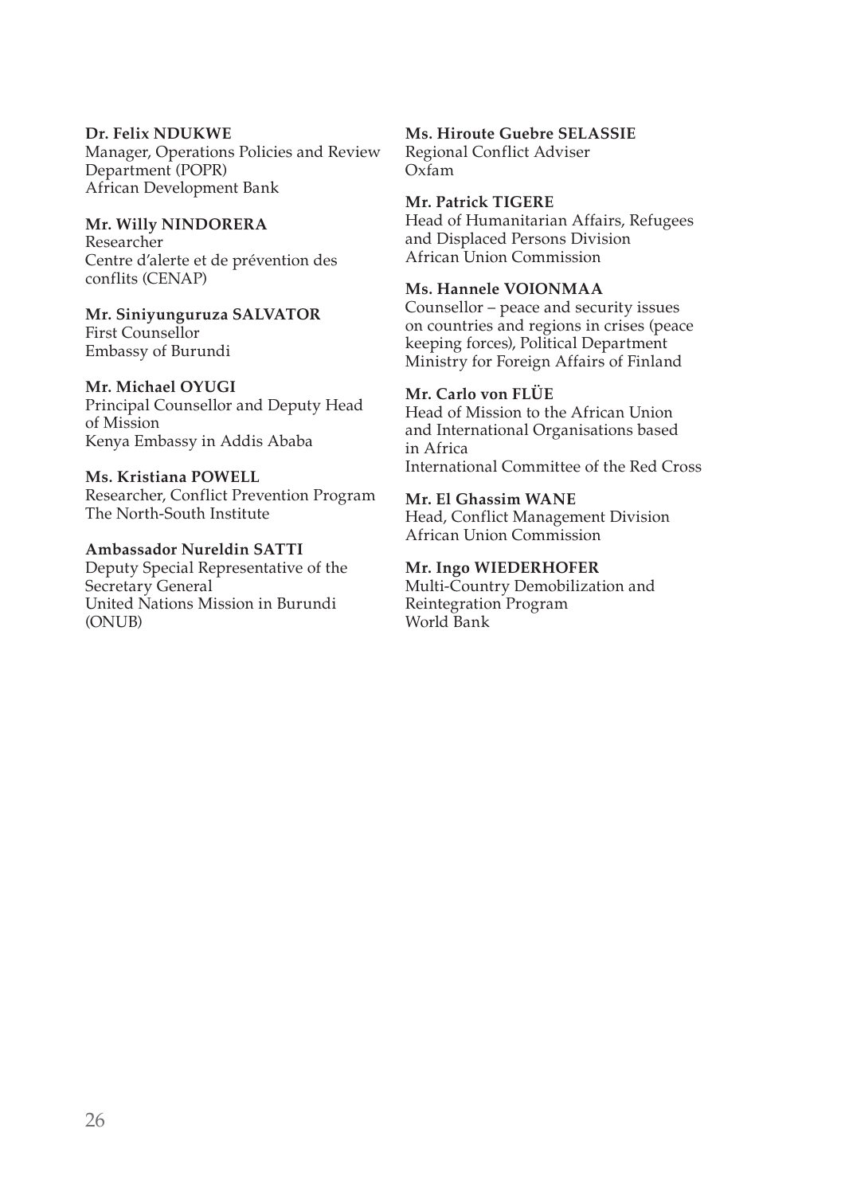**Dr. Felix NDUKWE**
Manager, Operations Policies and Review Department (POPR)
African Development Bank

**Mr. Willy NINDORERA**
Researcher
Centre d'alerte et de prévention des conflits (CENAP)

**Mr. Siniyunguruza SALVATOR**
First Counsellor
Embassy of Burundi

**Mr. Michael OYUGI**
Principal Counsellor and Deputy Head of Mission
Kenya Embassy in Addis Ababa

**Ms. Kristiana POWELL**
Researcher, Conflict Prevention Program
The North-South Institute

**Ambassador Nureldin SATTI**
Deputy Special Representative of the Secretary General
United Nations Mission in Burundi (ONUB)

**Ms. Hiroute Guebre SELASSIE**
Regional Conflict Adviser
Oxfam

**Mr. Patrick TIGERE**
Head of Humanitarian Affairs, Refugees and Displaced Persons Division
African Union Commission

**Ms. Hannele VOIONMAA**
Counsellor – peace and security issues on countries and regions in crises (peace keeping forces), Political Department
Ministry for Foreign Affairs of Finland

**Mr. Carlo von FLÜE**
Head of Mission to the African Union and International Organisations based in Africa
International Committee of the Red Cross

**Mr. El Ghassim WANE**
Head, Conflict Management Division
African Union Commission

**Mr. Ingo WIEDERHOFER**
Multi-Country Demobilization and Reintegration Program
World Bank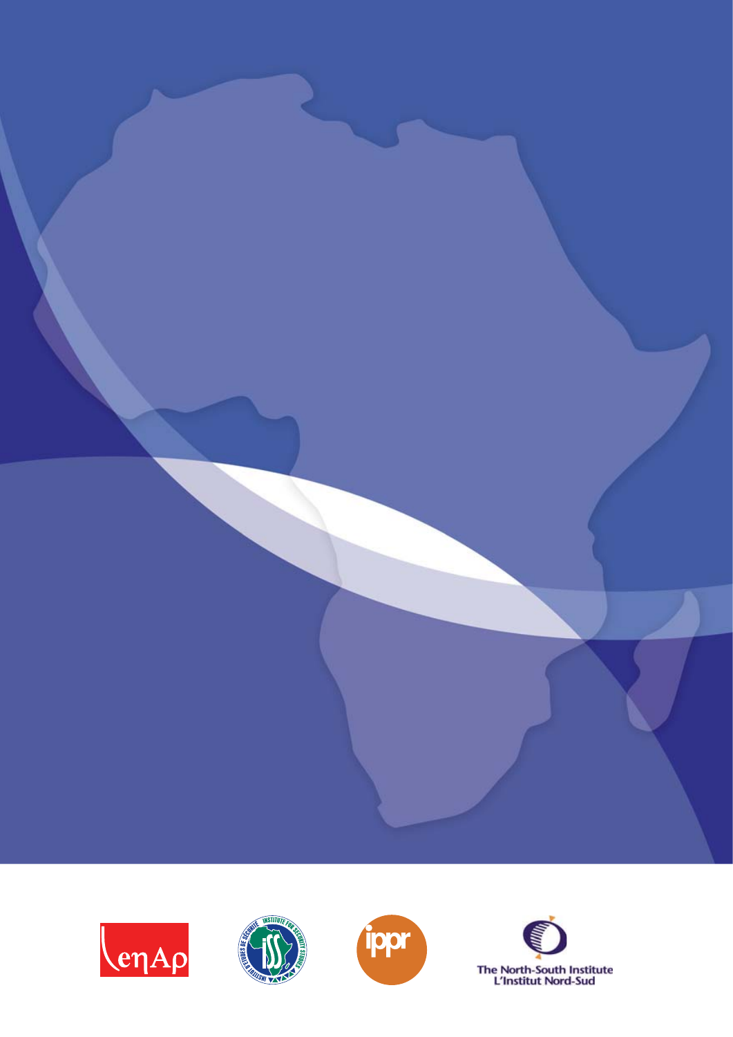The North-South Institute
L'Institut Nord-Sud